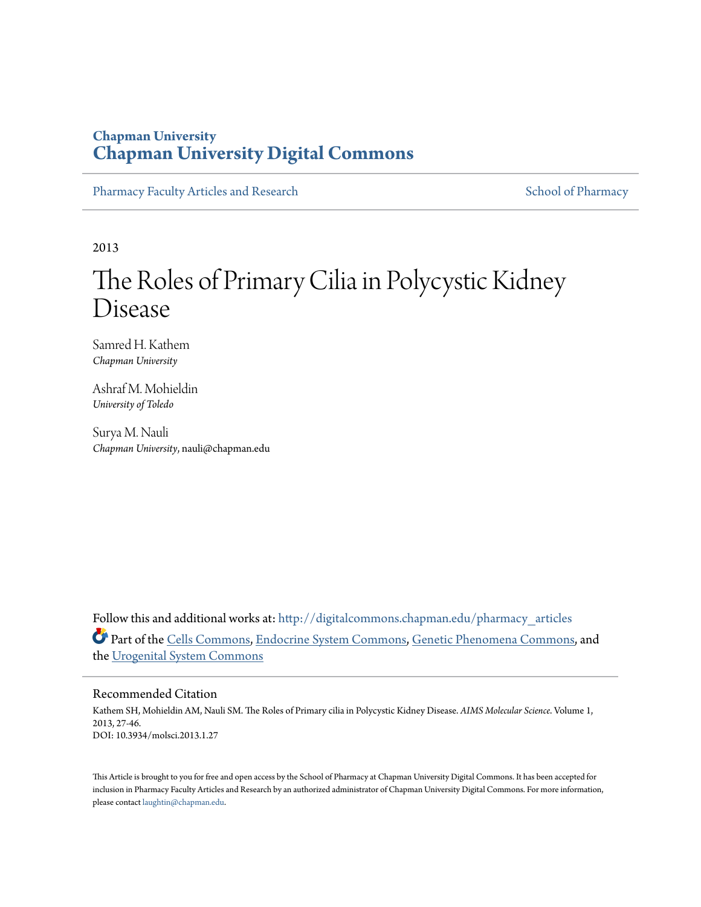Chapman University
# Chapman University Digital Commons

Pharmacy Faculty Articles and Research | School of Pharmacy

2013

# The Roles of Primary Cilia in Polycystic Kidney Disease

Samred H. Kathem
*Chapman University*

Ashraf M. Mohieldin
*University of Toledo*

Surya M. Nauli
*Chapman University*, nauli@chapman.edu

Follow this and additional works at: http://digitalcommons.chapman.edu/pharmacy_articles

Part of the Cells Commons, Endocrine System Commons, Genetic Phenomena Commons, and the Urogenital System Commons

## Recommended Citation

Kathem SH, Mohieldin AM, Nauli SM. The Roles of Primary cilia in Polycystic Kidney Disease. *AIMS Molecular Science*. Volume 1, 2013, 27-46.
DOI: 10.3934/molsci.2013.1.27

This Article is brought to you for free and open access by the School of Pharmacy at Chapman University Digital Commons. It has been accepted for inclusion in Pharmacy Faculty Articles and Research by an authorized administrator of Chapman University Digital Commons. For more information, please contact laughtin@chapman.edu.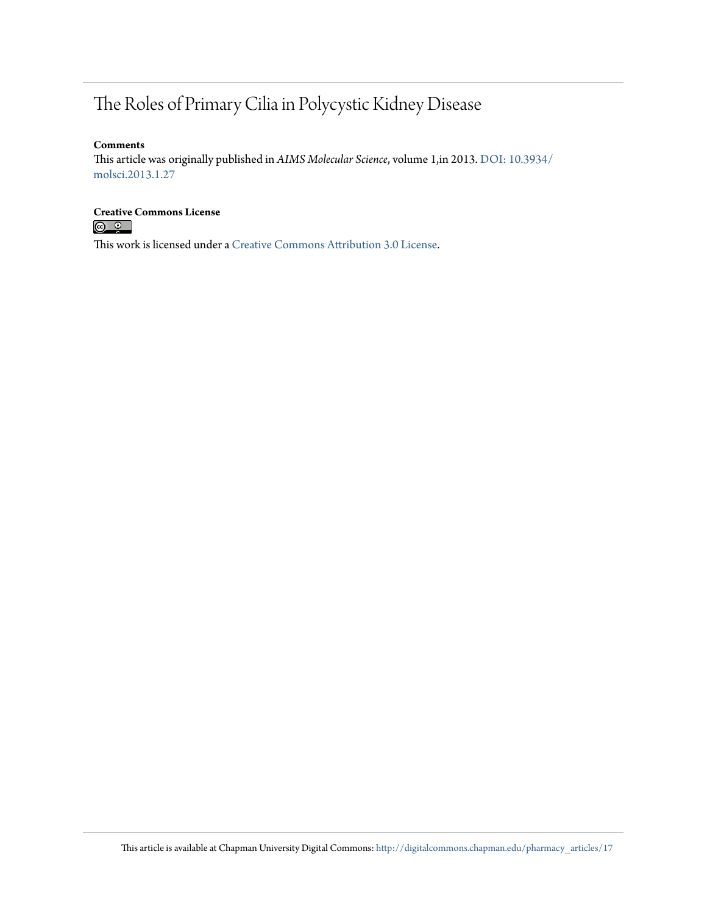# The Roles of Primary Cilia in Polycystic Kidney Disease

**Comments**

This article was originally published in *AIMS Molecular Science*, volume 1,in 2013. DOI: 10.3934/molsci.2013.1.27

**Creative Commons License**

This work is licensed under a Creative Commons Attribution 3.0 License.

This article is available at Chapman University Digital Commons: http://digitalcommons.chapman.edu/pharmacy_articles/17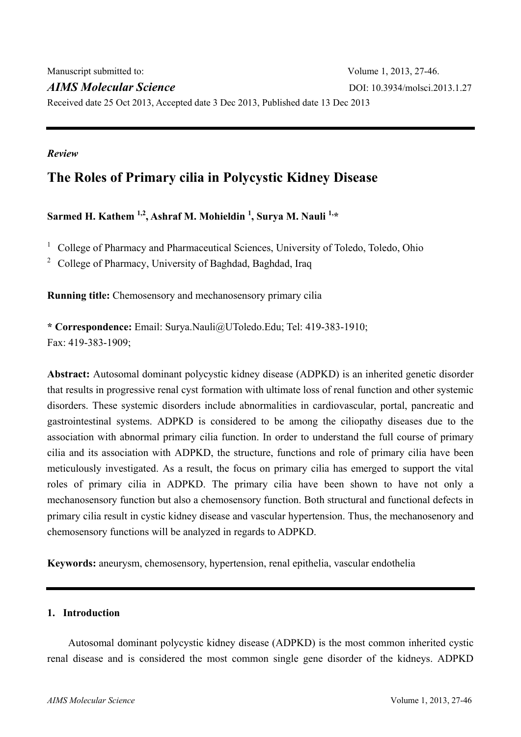Manuscript submitted to:

*AIMS Molecular Science*

Volume 1, 2013, 27-46.

DOI: 10.3934/molsci.2013.1.27

Received date 25 Oct 2013, Accepted date 3 Dec 2013, Published date 13 Dec 2013

---

*Review*

# The Roles of Primary cilia in Polycystic Kidney Disease

**Sarmed H. Kathem [1,2], Ashraf M. Mohieldin [1], Surya M. Nauli [1,*]**

[1] College of Pharmacy and Pharmaceutical Sciences, University of Toledo, Toledo, Ohio

[2] College of Pharmacy, University of Baghdad, Baghdad, Iraq

**Running title:** Chemosensory and mechanosensory primary cilia

**\* Correspondence:** Email: Surya.Nauli@UToledo.Edu; Tel: 419-383-1910; Fax: 419-383-1909;

**Abstract:** Autosomal dominant polycystic kidney disease (ADPKD) is an inherited genetic disorder that results in progressive renal cyst formation with ultimate loss of renal function and other systemic disorders. These systemic disorders include abnormalities in cardiovascular, portal, pancreatic and gastrointestinal systems. ADPKD is considered to be among the ciliopathy diseases due to the association with abnormal primary cilia function. In order to understand the full course of primary cilia and its association with ADPKD, the structure, functions and role of primary cilia have been meticulously investigated. As a result, the focus on primary cilia has emerged to support the vital roles of primary cilia in ADPKD. The primary cilia have been shown to have not only a mechanosensory function but also a chemosensory function. Both structural and functional defects in primary cilia result in cystic kidney disease and vascular hypertension. Thus, the mechanosenory and chemosensory functions will be analyzed in regards to ADPKD.

**Keywords:** aneurysm, chemosensory, hypertension, renal epithelia, vascular endothelia

---

## 1. Introduction

Autosomal dominant polycystic kidney disease (ADPKD) is the most common inherited cystic renal disease and is considered the most common single gene disorder of the kidneys. ADPKD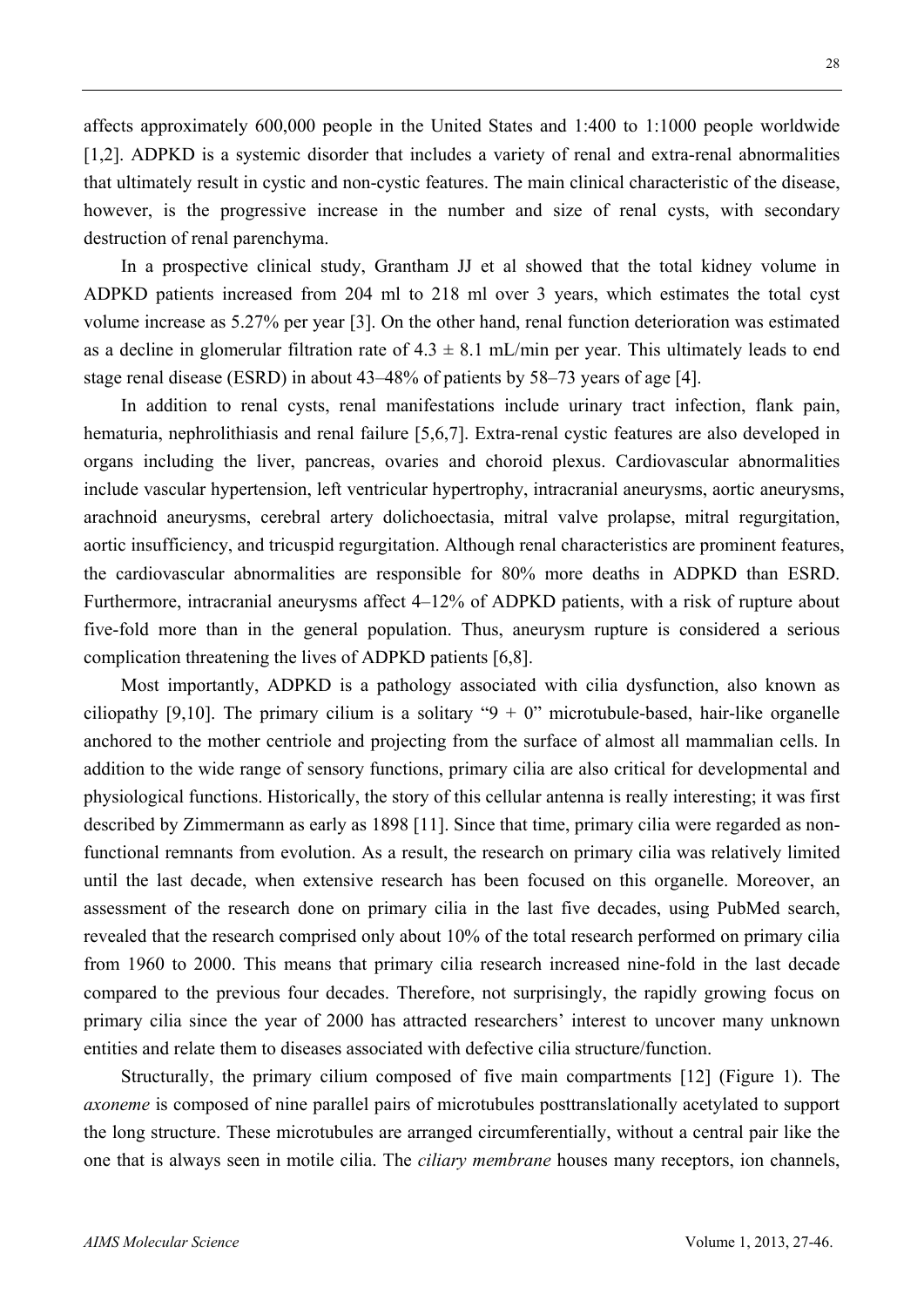affects approximately 600,000 people in the United States and 1:400 to 1:1000 people worldwide [1,2]. ADPKD is a systemic disorder that includes a variety of renal and extra-renal abnormalities that ultimately result in cystic and non-cystic features. The main clinical characteristic of the disease, however, is the progressive increase in the number and size of renal cysts, with secondary destruction of renal parenchyma.

In a prospective clinical study, Grantham JJ et al showed that the total kidney volume in ADPKD patients increased from 204 ml to 218 ml over 3 years, which estimates the total cyst volume increase as 5.27% per year [3]. On the other hand, renal function deterioration was estimated as a decline in glomerular filtration rate of $4.3 \pm 8.1$ mL/min per year. This ultimately leads to end stage renal disease (ESRD) in about 43–48% of patients by 58–73 years of age [4].

In addition to renal cysts, renal manifestations include urinary tract infection, flank pain, hematuria, nephrolithiasis and renal failure [5,6,7]. Extra-renal cystic features are also developed in organs including the liver, pancreas, ovaries and choroid plexus. Cardiovascular abnormalities include vascular hypertension, left ventricular hypertrophy, intracranial aneurysms, aortic aneurysms, arachnoid aneurysms, cerebral artery dolichoectasia, mitral valve prolapse, mitral regurgitation, aortic insufficiency, and tricuspid regurgitation. Although renal characteristics are prominent features, the cardiovascular abnormalities are responsible for 80% more deaths in ADPKD than ESRD. Furthermore, intracranial aneurysms affect 4–12% of ADPKD patients, with a risk of rupture about five-fold more than in the general population. Thus, aneurysm rupture is considered a serious complication threatening the lives of ADPKD patients [6,8].

Most importantly, ADPKD is a pathology associated with cilia dysfunction, also known as ciliopathy [9,10]. The primary cilium is a solitary "9 + 0" microtubule-based, hair-like organelle anchored to the mother centriole and projecting from the surface of almost all mammalian cells. In addition to the wide range of sensory functions, primary cilia are also critical for developmental and physiological functions. Historically, the story of this cellular antenna is really interesting; it was first described by Zimmermann as early as 1898 [11]. Since that time, primary cilia were regarded as non-functional remnants from evolution. As a result, the research on primary cilia was relatively limited until the last decade, when extensive research has been focused on this organelle. Moreover, an assessment of the research done on primary cilia in the last five decades, using PubMed search, revealed that the research comprised only about 10% of the total research performed on primary cilia from 1960 to 2000. This means that primary cilia research increased nine-fold in the last decade compared to the previous four decades. Therefore, not surprisingly, the rapidly growing focus on primary cilia since the year of 2000 has attracted researchers' interest to uncover many unknown entities and relate them to diseases associated with defective cilia structure/function.

Structurally, the primary cilium composed of five main compartments [12] (Figure 1). The *axoneme* is composed of nine parallel pairs of microtubules posttranslationally acetylated to support the long structure. These microtubules are arranged circumferentially, without a central pair like the one that is always seen in motile cilia. The *ciliary membrane* houses many receptors, ion channels,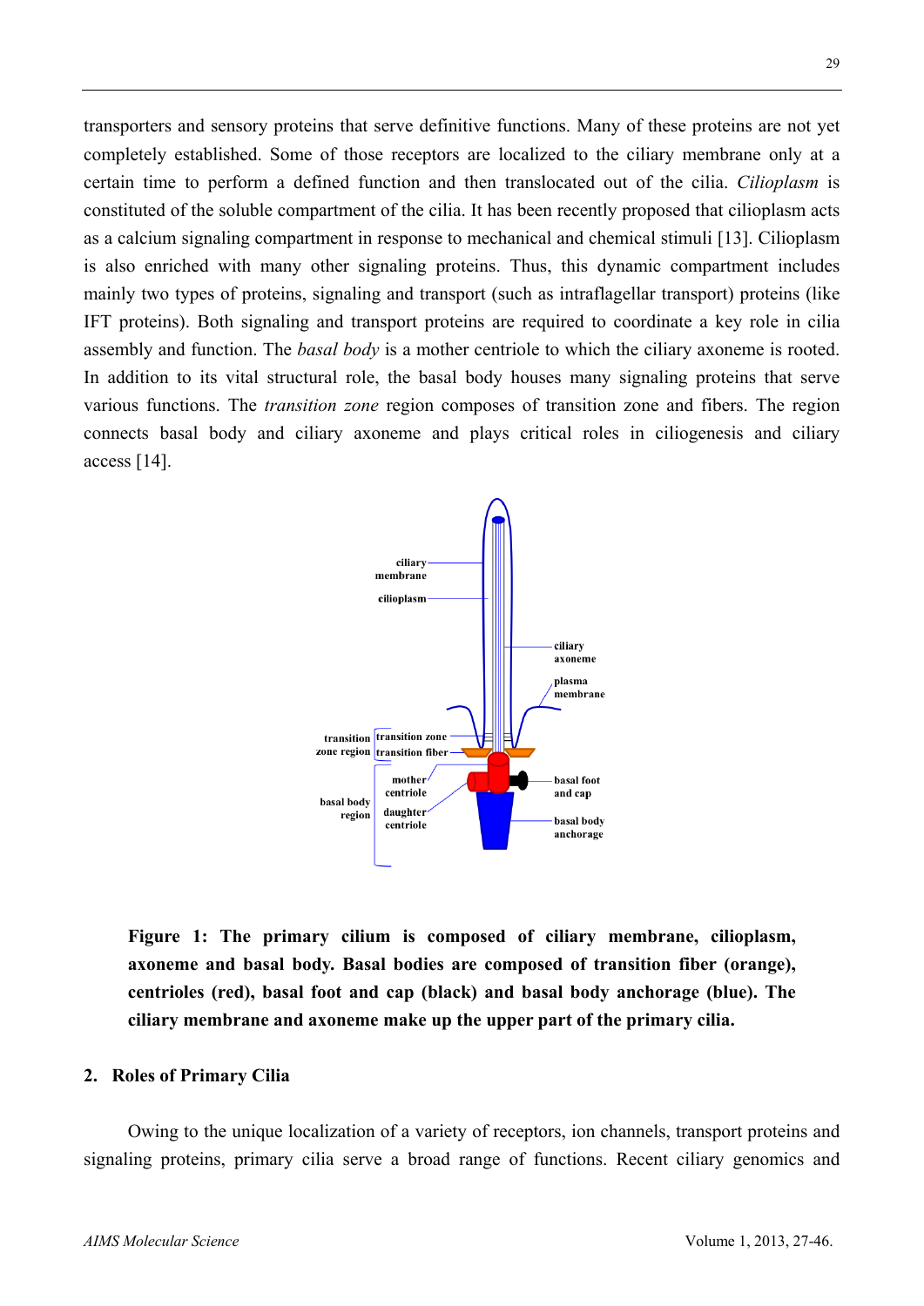transporters and sensory proteins that serve definitive functions. Many of these proteins are not yet completely established. Some of those receptors are localized to the ciliary membrane only at a certain time to perform a defined function and then translocated out of the cilia. *Cilioplasm* is constituted of the soluble compartment of the cilia. It has been recently proposed that cilioplasm acts as a calcium signaling compartment in response to mechanical and chemical stimuli [13]. Cilioplasm is also enriched with many other signaling proteins. Thus, this dynamic compartment includes mainly two types of proteins, signaling and transport (such as intraflagellar transport) proteins (like IFT proteins). Both signaling and transport proteins are required to coordinate a key role in cilia assembly and function. The *basal body* is a mother centriole to which the ciliary axoneme is rooted. In addition to its vital structural role, the basal body houses many signaling proteins that serve various functions. The *transition zone* region composes of transition zone and fibers. The region connects basal body and ciliary axoneme and plays critical roles in ciliogenesis and ciliary access [14].

**Figure 1: The primary cilium is composed of ciliary membrane, cilioplasm, axoneme and basal body. Basal bodies are composed of transition fiber (orange), centrioles (red), basal foot and cap (black) and basal body anchorage (blue). The ciliary membrane and axoneme make up the upper part of the primary cilia.**

## 2. Roles of Primary Cilia

Owing to the unique localization of a variety of receptors, ion channels, transport proteins and signaling proteins, primary cilia serve a broad range of functions. Recent ciliary genomics and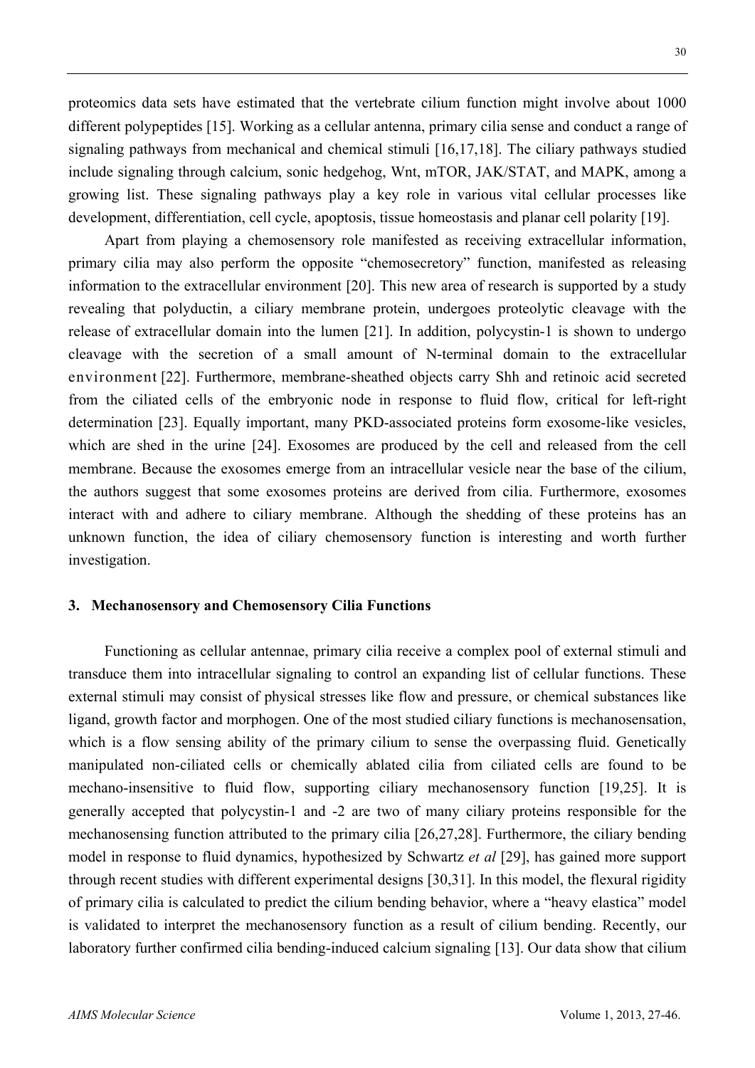proteomics data sets have estimated that the vertebrate cilium function might involve about 1000 different polypeptides [15]. Working as a cellular antenna, primary cilia sense and conduct a range of signaling pathways from mechanical and chemical stimuli [16,17,18]. The ciliary pathways studied include signaling through calcium, sonic hedgehog, Wnt, mTOR, JAK/STAT, and MAPK, among a growing list. These signaling pathways play a key role in various vital cellular processes like development, differentiation, cell cycle, apoptosis, tissue homeostasis and planar cell polarity [19].

Apart from playing a chemosensory role manifested as receiving extracellular information, primary cilia may also perform the opposite "chemosecretory" function, manifested as releasing information to the extracellular environment [20]. This new area of research is supported by a study revealing that polyductin, a ciliary membrane protein, undergoes proteolytic cleavage with the release of extracellular domain into the lumen [21]. In addition, polycystin-1 is shown to undergo cleavage with the secretion of a small amount of N-terminal domain to the extracellular environment [22]. Furthermore, membrane-sheathed objects carry Shh and retinoic acid secreted from the ciliated cells of the embryonic node in response to fluid flow, critical for left-right determination [23]. Equally important, many PKD-associated proteins form exosome-like vesicles, which are shed in the urine [24]. Exosomes are produced by the cell and released from the cell membrane. Because the exosomes emerge from an intracellular vesicle near the base of the cilium, the authors suggest that some exosomes proteins are derived from cilia. Furthermore, exosomes interact with and adhere to ciliary membrane. Although the shedding of these proteins has an unknown function, the idea of ciliary chemosensory function is interesting and worth further investigation.

## 3. Mechanosensory and Chemosensory Cilia Functions

Functioning as cellular antennae, primary cilia receive a complex pool of external stimuli and transduce them into intracellular signaling to control an expanding list of cellular functions. These external stimuli may consist of physical stresses like flow and pressure, or chemical substances like ligand, growth factor and morphogen. One of the most studied ciliary functions is mechanosensation, which is a flow sensing ability of the primary cilium to sense the overpassing fluid. Genetically manipulated non-ciliated cells or chemically ablated cilia from ciliated cells are found to be mechano-insensitive to fluid flow, supporting ciliary mechanosensory function [19,25]. It is generally accepted that polycystin-1 and -2 are two of many ciliary proteins responsible for the mechanosensing function attributed to the primary cilia [26,27,28]. Furthermore, the ciliary bending model in response to fluid dynamics, hypothesized by Schwartz *et al* [29], has gained more support through recent studies with different experimental designs [30,31]. In this model, the flexural rigidity of primary cilia is calculated to predict the cilium bending behavior, where a "heavy elastica" model is validated to interpret the mechanosensory function as a result of cilium bending. Recently, our laboratory further confirmed cilia bending-induced calcium signaling [13]. Our data show that cilium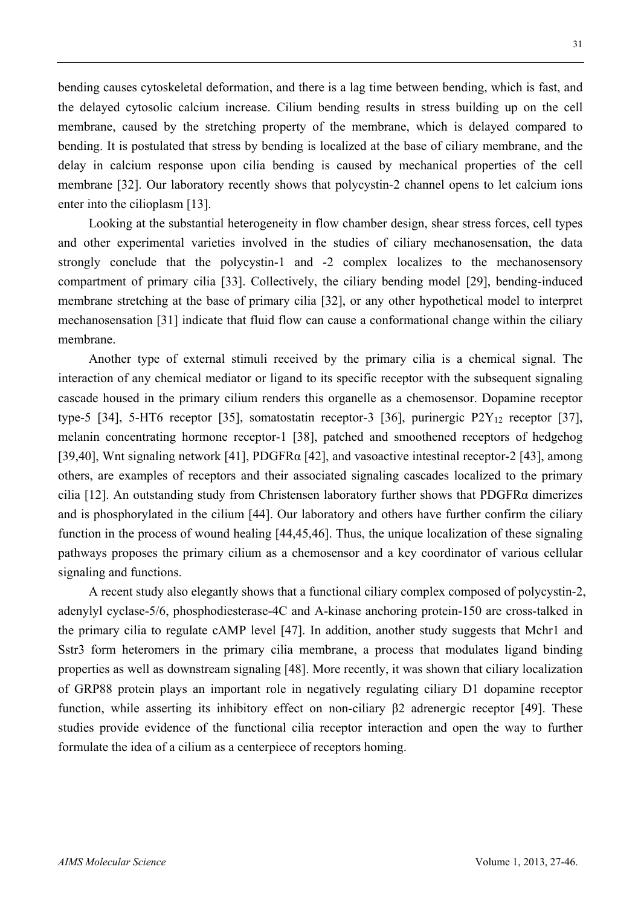bending causes cytoskeletal deformation, and there is a lag time between bending, which is fast, and the delayed cytosolic calcium increase. Cilium bending results in stress building up on the cell membrane, caused by the stretching property of the membrane, which is delayed compared to bending. It is postulated that stress by bending is localized at the base of ciliary membrane, and the delay in calcium response upon cilia bending is caused by mechanical properties of the cell membrane [32]. Our laboratory recently shows that polycystin-2 channel opens to let calcium ions enter into the cilioplasm [13].

Looking at the substantial heterogeneity in flow chamber design, shear stress forces, cell types and other experimental varieties involved in the studies of ciliary mechanosensation, the data strongly conclude that the polycystin-1 and -2 complex localizes to the mechanosensory compartment of primary cilia [33]. Collectively, the ciliary bending model [29], bending-induced membrane stretching at the base of primary cilia [32], or any other hypothetical model to interpret mechanosensation [31] indicate that fluid flow can cause a conformational change within the ciliary membrane.

Another type of external stimuli received by the primary cilia is a chemical signal. The interaction of any chemical mediator or ligand to its specific receptor with the subsequent signaling cascade housed in the primary cilium renders this organelle as a chemosensor. Dopamine receptor type-5 [34], 5-HT6 receptor [35], somatostatin receptor-3 [36], purinergic $P2Y_{12}$ receptor [37], melanin concentrating hormone receptor-1 [38], patched and smoothened receptors of hedgehog [39,40], Wnt signaling network [41], PDGFRα [42], and vasoactive intestinal receptor-2 [43], among others, are examples of receptors and their associated signaling cascades localized to the primary cilia [12]. An outstanding study from Christensen laboratory further shows that PDGFRα dimerizes and is phosphorylated in the cilium [44]. Our laboratory and others have further confirm the ciliary function in the process of wound healing [44,45,46]. Thus, the unique localization of these signaling pathways proposes the primary cilium as a chemosensor and a key coordinator of various cellular signaling and functions.

A recent study also elegantly shows that a functional ciliary complex composed of polycystin-2, adenylyl cyclase-5/6, phosphodiesterase-4C and A-kinase anchoring protein-150 are cross-talked in the primary cilia to regulate cAMP level [47]. In addition, another study suggests that Mchr1 and Sstr3 form heteromers in the primary cilia membrane, a process that modulates ligand binding properties as well as downstream signaling [48]. More recently, it was shown that ciliary localization of GRP88 protein plays an important role in negatively regulating ciliary D1 dopamine receptor function, while asserting its inhibitory effect on non-ciliary β2 adrenergic receptor [49]. These studies provide evidence of the functional cilia receptor interaction and open the way to further formulate the idea of a cilium as a centerpiece of receptors homing.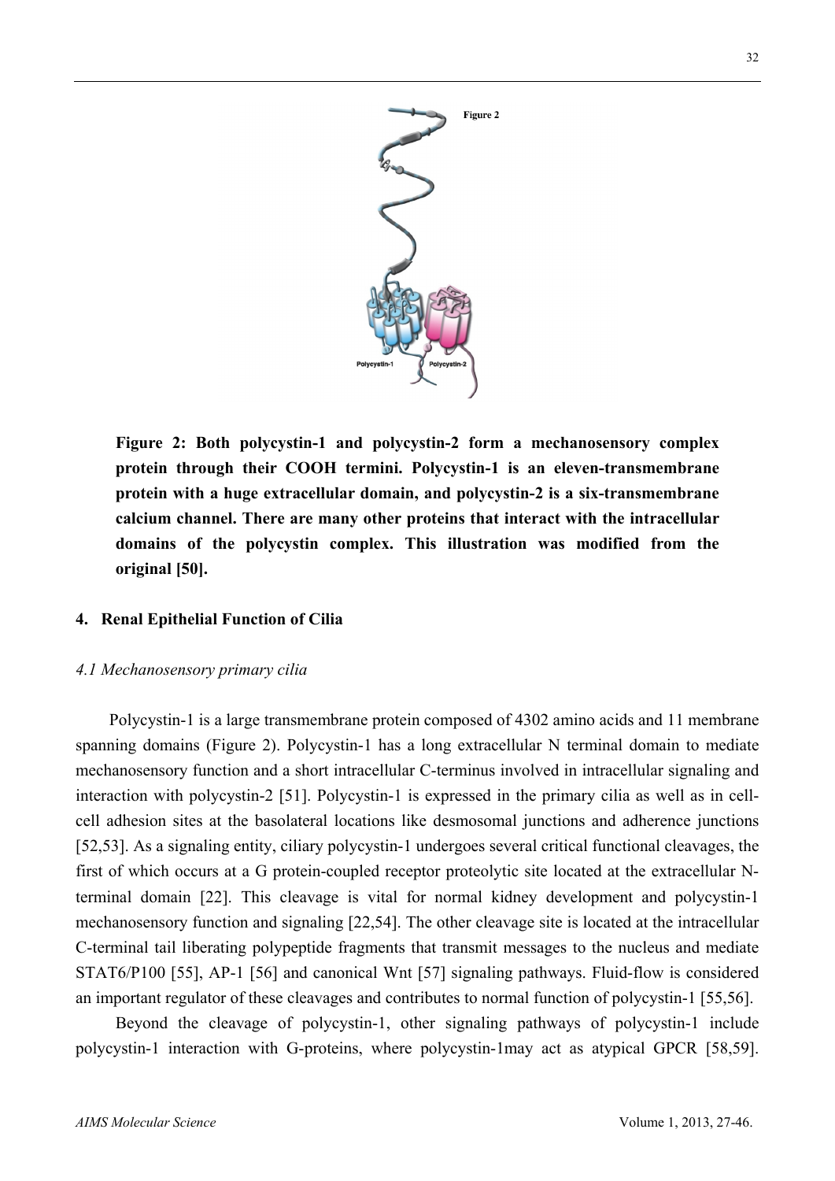**Figure 2: Both polycystin-1 and polycystin-2 form a mechanosensory complex protein through their COOH termini. Polycystin-1 is an eleven-transmembrane protein with a huge extracellular domain, and polycystin-2 is a six-transmembrane calcium channel. There are many other proteins that interact with the intracellular domains of the polycystin complex. This illustration was modified from the original [50].**

## 4. Renal Epithelial Function of Cilia

### *4.1 Mechanosensory primary cilia*

Polycystin-1 is a large transmembrane protein composed of 4302 amino acids and 11 membrane spanning domains (Figure 2). Polycystin-1 has a long extracellular N terminal domain to mediate mechanosensory function and a short intracellular C-terminus involved in intracellular signaling and interaction with polycystin-2 [51]. Polycystin-1 is expressed in the primary cilia as well as in cell-cell adhesion sites at the basolateral locations like desmosomal junctions and adherence junctions [52,53]. As a signaling entity, ciliary polycystin-1 undergoes several critical functional cleavages, the first of which occurs at a G protein-coupled receptor proteolytic site located at the extracellular N-terminal domain [22]. This cleavage is vital for normal kidney development and polycystin-1 mechanosensory function and signaling [22,54]. The other cleavage site is located at the intracellular C-terminal tail liberating polypeptide fragments that transmit messages to the nucleus and mediate STAT6/P100 [55], AP-1 [56] and canonical Wnt [57] signaling pathways. Fluid-flow is considered an important regulator of these cleavages and contributes to normal function of polycystin-1 [55,56].

Beyond the cleavage of polycystin-1, other signaling pathways of polycystin-1 include polycystin-1 interaction with G-proteins, where polycystin-1may act as atypical GPCR [58,59].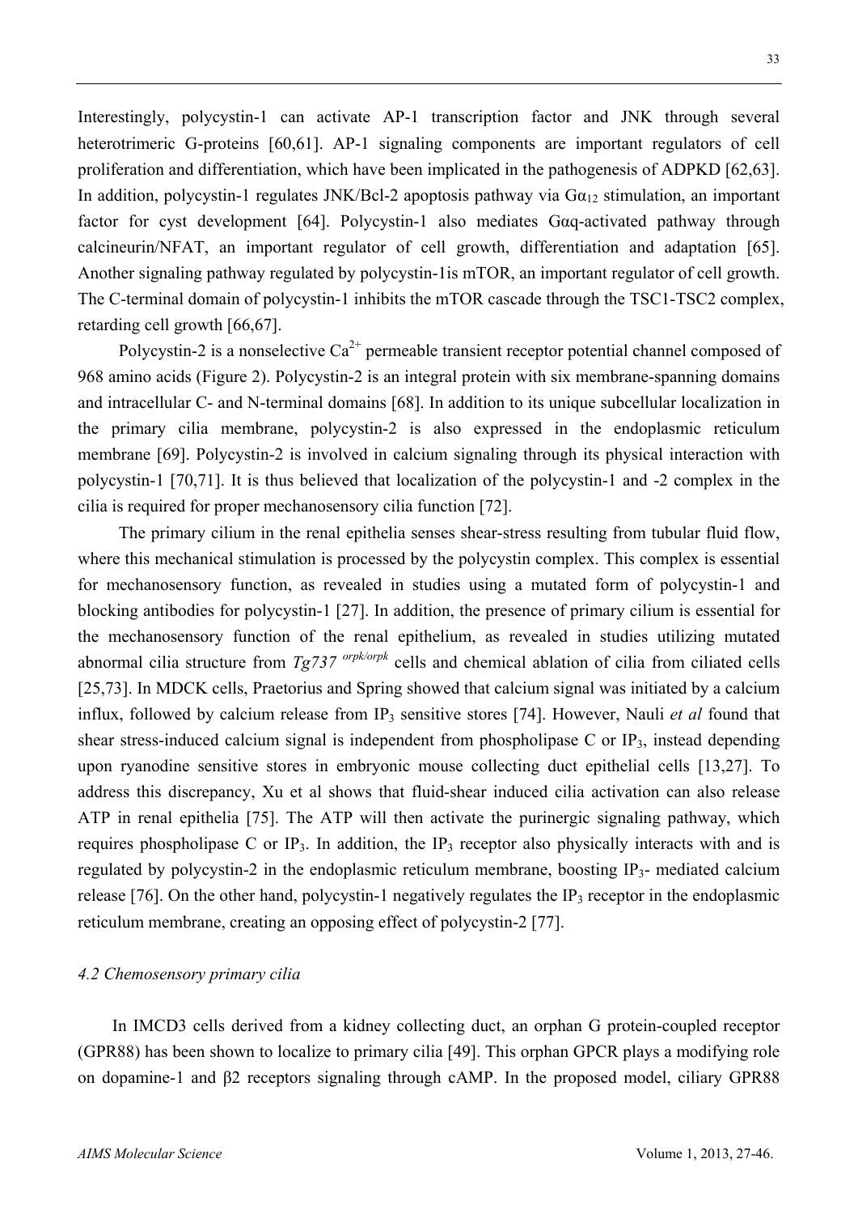Interestingly, polycystin-1 can activate AP-1 transcription factor and JNK through several heterotrimeric G-proteins [60,61]. AP-1 signaling components are important regulators of cell proliferation and differentiation, which have been implicated in the pathogenesis of ADPKD [62,63]. In addition, polycystin-1 regulates JNK/Bcl-2 apoptosis pathway via $G\alpha_{12}$ stimulation, an important factor for cyst development [64]. Polycystin-1 also mediates Gαq-activated pathway through calcineurin/NFAT, an important regulator of cell growth, differentiation and adaptation [65]. Another signaling pathway regulated by polycystin-1is mTOR, an important regulator of cell growth. The C-terminal domain of polycystin-1 inhibits the mTOR cascade through the TSC1-TSC2 complex, retarding cell growth [66,67].

Polycystin-2 is a nonselective $Ca^{2+}$ permeable transient receptor potential channel composed of 968 amino acids (Figure 2). Polycystin-2 is an integral protein with six membrane-spanning domains and intracellular C- and N-terminal domains [68]. In addition to its unique subcellular localization in the primary cilia membrane, polycystin-2 is also expressed in the endoplasmic reticulum membrane [69]. Polycystin-2 is involved in calcium signaling through its physical interaction with polycystin-1 [70,71]. It is thus believed that localization of the polycystin-1 and -2 complex in the cilia is required for proper mechanosensory cilia function [72].

The primary cilium in the renal epithelia senses shear-stress resulting from tubular fluid flow, where this mechanical stimulation is processed by the polycystin complex. This complex is essential for mechanosensory function, as revealed in studies using a mutated form of polycystin-1 and blocking antibodies for polycystin-1 [27]. In addition, the presence of primary cilium is essential for the mechanosensory function of the renal epithelium, as revealed in studies utilizing mutated abnormal cilia structure from *Tg737* $^{orpk/orpk}$ cells and chemical ablation of cilia from ciliated cells [25,73]. In MDCK cells, Praetorius and Spring showed that calcium signal was initiated by a calcium influx, followed by calcium release from $IP_3$ sensitive stores [74]. However, Nauli *et al* found that shear stress-induced calcium signal is independent from phospholipase C or $IP_3$, instead depending upon ryanodine sensitive stores in embryonic mouse collecting duct epithelial cells [13,27]. To address this discrepancy, Xu et al shows that fluid-shear induced cilia activation can also release ATP in renal epithelia [75]. The ATP will then activate the purinergic signaling pathway, which requires phospholipase C or $IP_3$. In addition, the $IP_3$ receptor also physically interacts with and is regulated by polycystin-2 in the endoplasmic reticulum membrane, boosting $IP_3$- mediated calcium release [76]. On the other hand, polycystin-1 negatively regulates the $IP_3$ receptor in the endoplasmic reticulum membrane, creating an opposing effect of polycystin-2 [77].

### *4.2 Chemosensory primary cilia*

In IMCD3 cells derived from a kidney collecting duct, an orphan G protein-coupled receptor (GPR88) has been shown to localize to primary cilia [49]. This orphan GPCR plays a modifying role on dopamine-1 and β2 receptors signaling through cAMP. In the proposed model, ciliary GPR88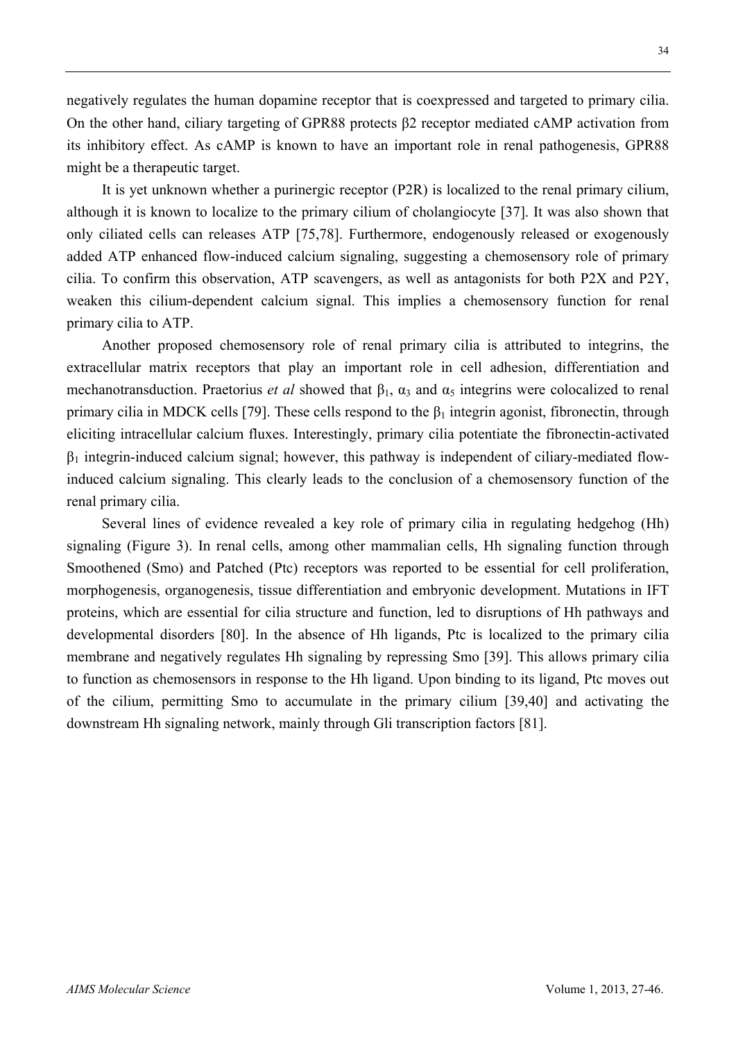negatively regulates the human dopamine receptor that is coexpressed and targeted to primary cilia. On the other hand, ciliary targeting of GPR88 protects β2 receptor mediated cAMP activation from its inhibitory effect. As cAMP is known to have an important role in renal pathogenesis, GPR88 might be a therapeutic target.

It is yet unknown whether a purinergic receptor (P2R) is localized to the renal primary cilium, although it is known to localize to the primary cilium of cholangiocyte [37]. It was also shown that only ciliated cells can releases ATP [75,78]. Furthermore, endogenously released or exogenously added ATP enhanced flow-induced calcium signaling, suggesting a chemosensory role of primary cilia. To confirm this observation, ATP scavengers, as well as antagonists for both P2X and P2Y, weaken this cilium-dependent calcium signal. This implies a chemosensory function for renal primary cilia to ATP.

Another proposed chemosensory role of renal primary cilia is attributed to integrins, the extracellular matrix receptors that play an important role in cell adhesion, differentiation and mechanotransduction. Praetorius *et al* showed that $\beta_1$, $\alpha_3$ and $\alpha_5$ integrins were colocalized to renal primary cilia in MDCK cells [79]. These cells respond to the $\beta_1$ integrin agonist, fibronectin, through eliciting intracellular calcium fluxes. Interestingly, primary cilia potentiate the fibronectin-activated $\beta_1$ integrin-induced calcium signal; however, this pathway is independent of ciliary-mediated flow-induced calcium signaling. This clearly leads to the conclusion of a chemosensory function of the renal primary cilia.

Several lines of evidence revealed a key role of primary cilia in regulating hedgehog (Hh) signaling (Figure 3). In renal cells, among other mammalian cells, Hh signaling function through Smoothened (Smo) and Patched (Ptc) receptors was reported to be essential for cell proliferation, morphogenesis, organogenesis, tissue differentiation and embryonic development. Mutations in IFT proteins, which are essential for cilia structure and function, led to disruptions of Hh pathways and developmental disorders [80]. In the absence of Hh ligands, Ptc is localized to the primary cilia membrane and negatively regulates Hh signaling by repressing Smo [39]. This allows primary cilia to function as chemosensors in response to the Hh ligand. Upon binding to its ligand, Ptc moves out of the cilium, permitting Smo to accumulate in the primary cilium [39,40] and activating the downstream Hh signaling network, mainly through Gli transcription factors [81].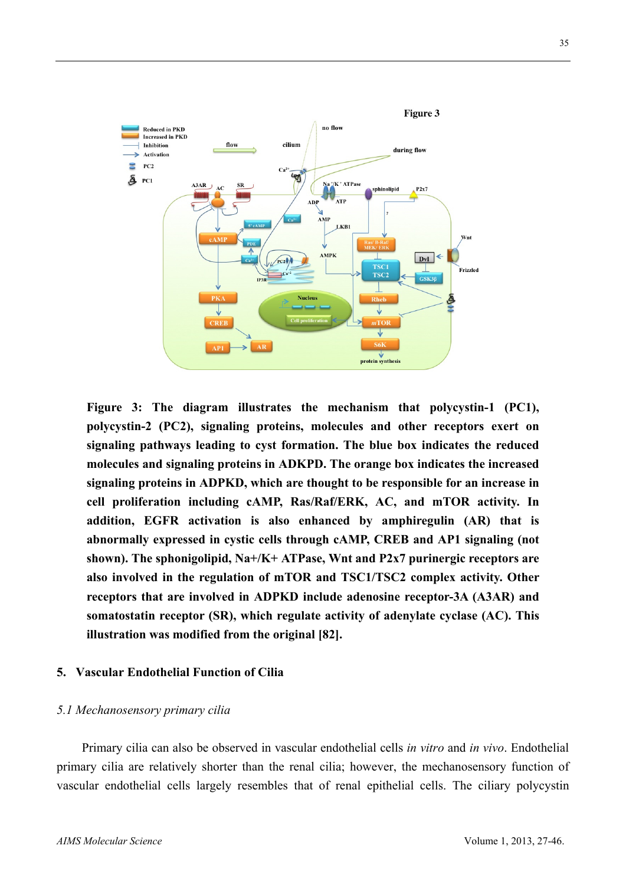Figure 3

**Figure 3: The diagram illustrates the mechanism that polycystin-1 (PC1), polycystin-2 (PC2), signaling proteins, molecules and other receptors exert on signaling pathways leading to cyst formation. The blue box indicates the reduced molecules and signaling proteins in ADKPD. The orange box indicates the increased signaling proteins in ADPKD, which are thought to be responsible for an increase in cell proliferation including cAMP, Ras/Raf/ERK, AC, and mTOR activity. In addition, EGFR activation is also enhanced by amphiregulin (AR) that is abnormally expressed in cystic cells through cAMP, CREB and AP1 signaling (not shown). The sphonigolipid, Na+/K+ ATPase, Wnt and P2x7 purinergic receptors are also involved in the regulation of mTOR and TSC1/TSC2 complex activity. Other receptors that are involved in ADPKD include adenosine receptor-3A (A3AR) and somatostatin receptor (SR), which regulate activity of adenylate cyclase (AC). This illustration was modified from the original [82].**

## 5. Vascular Endothelial Function of Cilia

### *5.1 Mechanosensory primary cilia*

Primary cilia can also be observed in vascular endothelial cells *in vitro* and *in vivo*. Endothelial primary cilia are relatively shorter than the renal cilia; however, the mechanosensory function of vascular endothelial cells largely resembles that of renal epithelial cells. The ciliary polycystin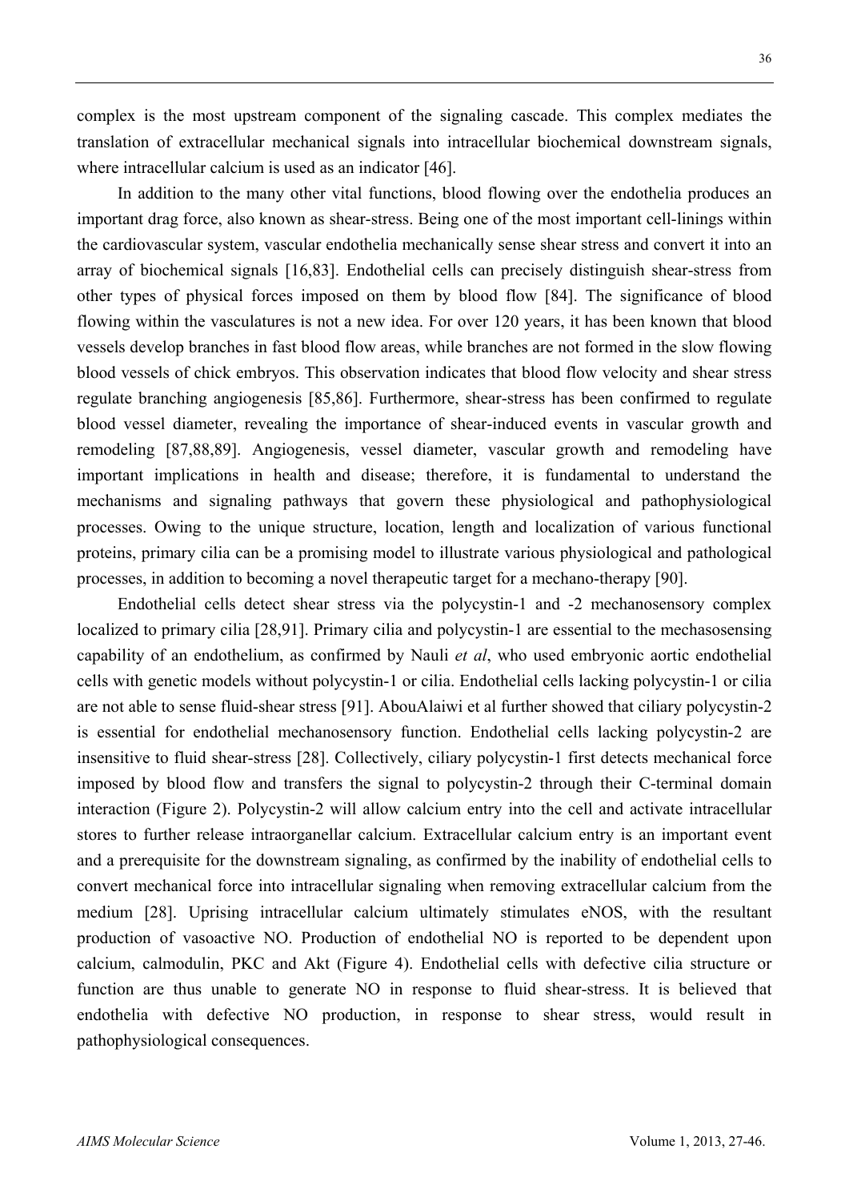complex is the most upstream component of the signaling cascade. This complex mediates the translation of extracellular mechanical signals into intracellular biochemical downstream signals, where intracellular calcium is used as an indicator [46].

In addition to the many other vital functions, blood flowing over the endothelia produces an important drag force, also known as shear-stress. Being one of the most important cell-linings within the cardiovascular system, vascular endothelia mechanically sense shear stress and convert it into an array of biochemical signals [16,83]. Endothelial cells can precisely distinguish shear-stress from other types of physical forces imposed on them by blood flow [84]. The significance of blood flowing within the vasculatures is not a new idea. For over 120 years, it has been known that blood vessels develop branches in fast blood flow areas, while branches are not formed in the slow flowing blood vessels of chick embryos. This observation indicates that blood flow velocity and shear stress regulate branching angiogenesis [85,86]. Furthermore, shear-stress has been confirmed to regulate blood vessel diameter, revealing the importance of shear-induced events in vascular growth and remodeling [87,88,89]. Angiogenesis, vessel diameter, vascular growth and remodeling have important implications in health and disease; therefore, it is fundamental to understand the mechanisms and signaling pathways that govern these physiological and pathophysiological processes. Owing to the unique structure, location, length and localization of various functional proteins, primary cilia can be a promising model to illustrate various physiological and pathological processes, in addition to becoming a novel therapeutic target for a mechano-therapy [90].

Endothelial cells detect shear stress via the polycystin-1 and -2 mechanosensory complex localized to primary cilia [28,91]. Primary cilia and polycystin-1 are essential to the mechasosensing capability of an endothelium, as confirmed by Nauli *et al*, who used embryonic aortic endothelial cells with genetic models without polycystin-1 or cilia. Endothelial cells lacking polycystin-1 or cilia are not able to sense fluid-shear stress [91]. AbouAlaiwi et al further showed that ciliary polycystin-2 is essential for endothelial mechanosensory function. Endothelial cells lacking polycystin-2 are insensitive to fluid shear-stress [28]. Collectively, ciliary polycystin-1 first detects mechanical force imposed by blood flow and transfers the signal to polycystin-2 through their C-terminal domain interaction (Figure 2). Polycystin-2 will allow calcium entry into the cell and activate intracellular stores to further release intraorganellar calcium. Extracellular calcium entry is an important event and a prerequisite for the downstream signaling, as confirmed by the inability of endothelial cells to convert mechanical force into intracellular signaling when removing extracellular calcium from the medium [28]. Uprising intracellular calcium ultimately stimulates eNOS, with the resultant production of vasoactive NO. Production of endothelial NO is reported to be dependent upon calcium, calmodulin, PKC and Akt (Figure 4). Endothelial cells with defective cilia structure or function are thus unable to generate NO in response to fluid shear-stress. It is believed that endothelia with defective NO production, in response to shear stress, would result in pathophysiological consequences.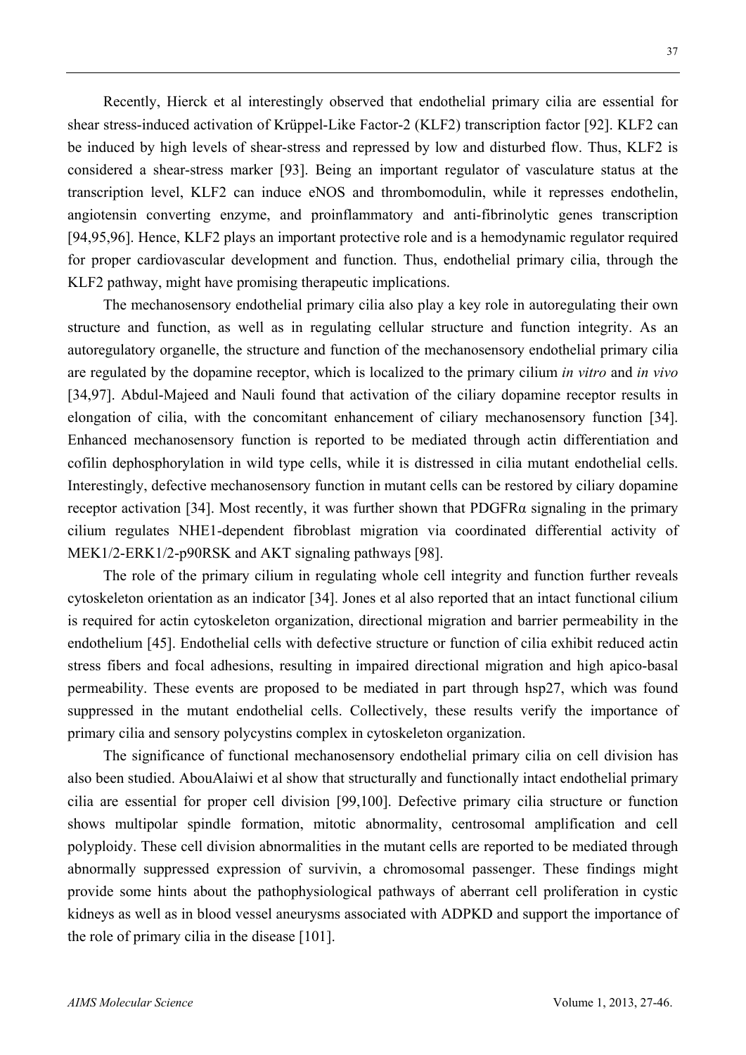Recently, Hierck et al interestingly observed that endothelial primary cilia are essential for shear stress-induced activation of Krüppel-Like Factor-2 (KLF2) transcription factor [92]. KLF2 can be induced by high levels of shear-stress and repressed by low and disturbed flow. Thus, KLF2 is considered a shear-stress marker [93]. Being an important regulator of vasculature status at the transcription level, KLF2 can induce eNOS and thrombomodulin, while it represses endothelin, angiotensin converting enzyme, and proinflammatory and anti-fibrinolytic genes transcription [94,95,96]. Hence, KLF2 plays an important protective role and is a hemodynamic regulator required for proper cardiovascular development and function. Thus, endothelial primary cilia, through the KLF2 pathway, might have promising therapeutic implications.

The mechanosensory endothelial primary cilia also play a key role in autoregulating their own structure and function, as well as in regulating cellular structure and function integrity. As an autoregulatory organelle, the structure and function of the mechanosensory endothelial primary cilia are regulated by the dopamine receptor, which is localized to the primary cilium *in vitro* and *in vivo* [34,97]. Abdul-Majeed and Nauli found that activation of the ciliary dopamine receptor results in elongation of cilia, with the concomitant enhancement of ciliary mechanosensory function [34]. Enhanced mechanosensory function is reported to be mediated through actin differentiation and cofilin dephosphorylation in wild type cells, while it is distressed in cilia mutant endothelial cells. Interestingly, defective mechanosensory function in mutant cells can be restored by ciliary dopamine receptor activation [34]. Most recently, it was further shown that PDGFRα signaling in the primary cilium regulates NHE1-dependent fibroblast migration via coordinated differential activity of MEK1/2-ERK1/2-p90RSK and AKT signaling pathways [98].

The role of the primary cilium in regulating whole cell integrity and function further reveals cytoskeleton orientation as an indicator [34]. Jones et al also reported that an intact functional cilium is required for actin cytoskeleton organization, directional migration and barrier permeability in the endothelium [45]. Endothelial cells with defective structure or function of cilia exhibit reduced actin stress fibers and focal adhesions, resulting in impaired directional migration and high apico-basal permeability. These events are proposed to be mediated in part through hsp27, which was found suppressed in the mutant endothelial cells. Collectively, these results verify the importance of primary cilia and sensory polycystins complex in cytoskeleton organization.

The significance of functional mechanosensory endothelial primary cilia on cell division has also been studied. AbouAlaiwi et al show that structurally and functionally intact endothelial primary cilia are essential for proper cell division [99,100]. Defective primary cilia structure or function shows multipolar spindle formation, mitotic abnormality, centrosomal amplification and cell polyploidy. These cell division abnormalities in the mutant cells are reported to be mediated through abnormally suppressed expression of survivin, a chromosomal passenger. These findings might provide some hints about the pathophysiological pathways of aberrant cell proliferation in cystic kidneys as well as in blood vessel aneurysms associated with ADPKD and support the importance of the role of primary cilia in the disease [101].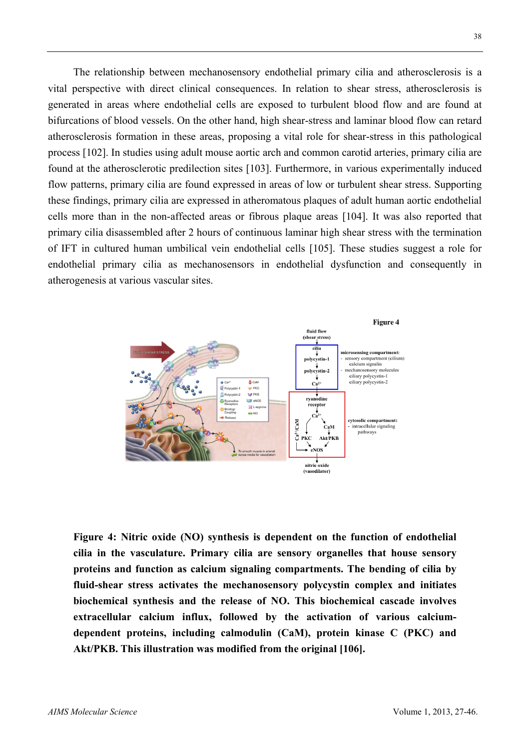The relationship between mechanosensory endothelial primary cilia and atherosclerosis is a vital perspective with direct clinical consequences. In relation to shear stress, atherosclerosis is generated in areas where endothelial cells are exposed to turbulent blood flow and are found at bifurcations of blood vessels. On the other hand, high shear-stress and laminar blood flow can retard atherosclerosis formation in these areas, proposing a vital role for shear-stress in this pathological process [102]. In studies using adult mouse aortic arch and common carotid arteries, primary cilia are found at the atherosclerotic predilection sites [103]. Furthermore, in various experimentally induced flow patterns, primary cilia are found expressed in areas of low or turbulent shear stress. Supporting these findings, primary cilia are expressed in atheromatous plaques of adult human aortic endothelial cells more than in the non-affected areas or fibrous plaque areas [104]. It was also reported that primary cilia disassembled after 2 hours of continuous laminar high shear stress with the termination of IFT in cultured human umbilical vein endothelial cells [105]. These studies suggest a role for endothelial primary cilia as mechanosensors in endothelial dysfunction and consequently in atherogenesis at various vascular sites.

**Figure 4: Nitric oxide (NO) synthesis is dependent on the function of endothelial cilia in the vasculature. Primary cilia are sensory organelles that house sensory proteins and function as calcium signaling compartments. The bending of cilia by fluid-shear stress activates the mechanosensory polycystin complex and initiates biochemical synthesis and the release of NO. This biochemical cascade involves extracellular calcium influx, followed by the activation of various calcium-dependent proteins, including calmodulin (CaM), protein kinase C (PKC) and Akt/PKB. This illustration was modified from the original [106].**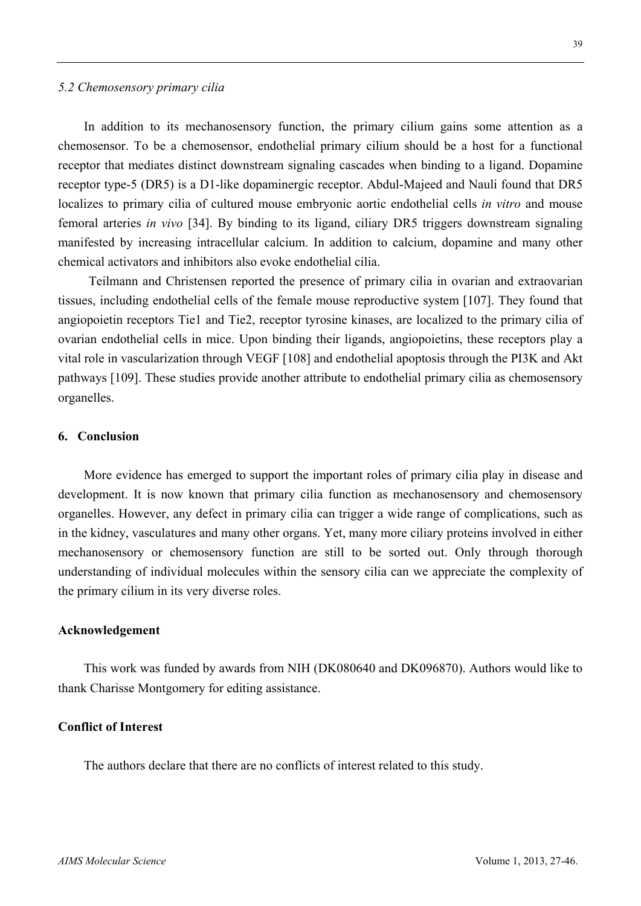### *5.2 Chemosensory primary cilia*

In addition to its mechanosensory function, the primary cilium gains some attention as a chemosensor. To be a chemosensor, endothelial primary cilium should be a host for a functional receptor that mediates distinct downstream signaling cascades when binding to a ligand. Dopamine receptor type-5 (DR5) is a D1-like dopaminergic receptor. Abdul-Majeed and Nauli found that DR5 localizes to primary cilia of cultured mouse embryonic aortic endothelial cells *in vitro* and mouse femoral arteries *in vivo* [34]. By binding to its ligand, ciliary DR5 triggers downstream signaling manifested by increasing intracellular calcium. In addition to calcium, dopamine and many other chemical activators and inhibitors also evoke endothelial cilia.

Teilmann and Christensen reported the presence of primary cilia in ovarian and extraovarian tissues, including endothelial cells of the female mouse reproductive system [107]. They found that angiopoietin receptors Tie1 and Tie2, receptor tyrosine kinases, are localized to the primary cilia of ovarian endothelial cells in mice. Upon binding their ligands, angiopoietins, these receptors play a vital role in vascularization through VEGF [108] and endothelial apoptosis through the PI3K and Akt pathways [109]. These studies provide another attribute to endothelial primary cilia as chemosensory organelles.

## 6. Conclusion

More evidence has emerged to support the important roles of primary cilia play in disease and development. It is now known that primary cilia function as mechanosensory and chemosensory organelles. However, any defect in primary cilia can trigger a wide range of complications, such as in the kidney, vasculatures and many other organs. Yet, many more ciliary proteins involved in either mechanosensory or chemosensory function are still to be sorted out. Only through thorough understanding of individual molecules within the sensory cilia can we appreciate the complexity of the primary cilium in its very diverse roles.

## Acknowledgement

This work was funded by awards from NIH (DK080640 and DK096870). Authors would like to thank Charisse Montgomery for editing assistance.

## Conflict of Interest

The authors declare that there are no conflicts of interest related to this study.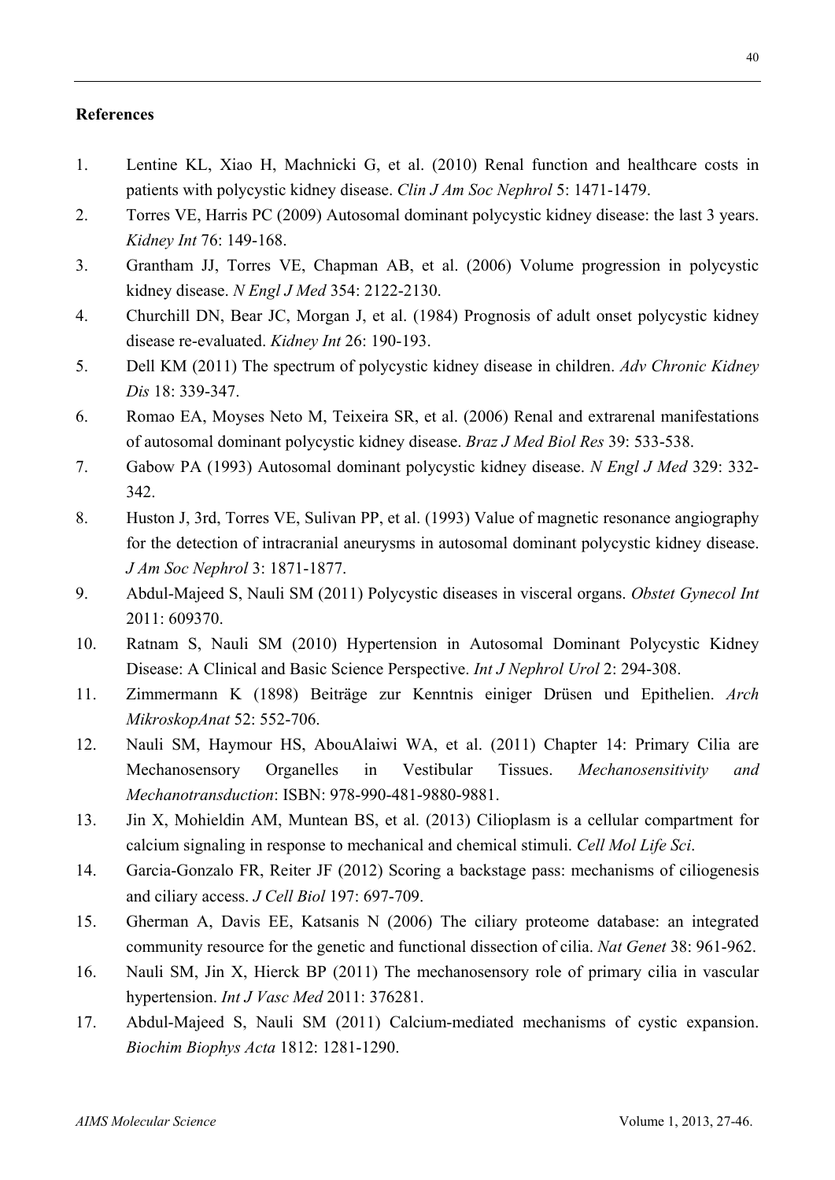**References**

1. Lentine KL, Xiao H, Machnicki G, et al. (2010) Renal function and healthcare costs in patients with polycystic kidney disease. *Clin J Am Soc Nephrol* 5: 1471-1479.
2. Torres VE, Harris PC (2009) Autosomal dominant polycystic kidney disease: the last 3 years. *Kidney Int* 76: 149-168.
3. Grantham JJ, Torres VE, Chapman AB, et al. (2006) Volume progression in polycystic kidney disease. *N Engl J Med* 354: 2122-2130.
4. Churchill DN, Bear JC, Morgan J, et al. (1984) Prognosis of adult onset polycystic kidney disease re-evaluated. *Kidney Int* 26: 190-193.
5. Dell KM (2011) The spectrum of polycystic kidney disease in children. *Adv Chronic Kidney Dis* 18: 339-347.
6. Romao EA, Moyses Neto M, Teixeira SR, et al. (2006) Renal and extrarenal manifestations of autosomal dominant polycystic kidney disease. *Braz J Med Biol Res* 39: 533-538.
7. Gabow PA (1993) Autosomal dominant polycystic kidney disease. *N Engl J Med* 329: 332-342.
8. Huston J, 3rd, Torres VE, Sulivan PP, et al. (1993) Value of magnetic resonance angiography for the detection of intracranial aneurysms in autosomal dominant polycystic kidney disease. *J Am Soc Nephrol* 3: 1871-1877.
9. Abdul-Majeed S, Nauli SM (2011) Polycystic diseases in visceral organs. *Obstet Gynecol Int* 2011: 609370.
10. Ratnam S, Nauli SM (2010) Hypertension in Autosomal Dominant Polycystic Kidney Disease: A Clinical and Basic Science Perspective. *Int J Nephrol Urol* 2: 294-308.
11. Zimmermann K (1898) Beiträge zur Kenntnis einiger Drüsen und Epithelien. *Arch MikroskopAnat* 52: 552-706.
12. Nauli SM, Haymour HS, AbouAlaiwi WA, et al. (2011) Chapter 14: Primary Cilia are Mechanosensory Organelles in Vestibular Tissues. *Mechanosensitivity and Mechanotransduction*: ISBN: 978-990-481-9880-9881.
13. Jin X, Mohieldin AM, Muntean BS, et al. (2013) Cilioplasm is a cellular compartment for calcium signaling in response to mechanical and chemical stimuli. *Cell Mol Life Sci*.
14. Garcia-Gonzalo FR, Reiter JF (2012) Scoring a backstage pass: mechanisms of ciliogenesis and ciliary access. *J Cell Biol* 197: 697-709.
15. Gherman A, Davis EE, Katsanis N (2006) The ciliary proteome database: an integrated community resource for the genetic and functional dissection of cilia. *Nat Genet* 38: 961-962.
16. Nauli SM, Jin X, Hierck BP (2011) The mechanosensory role of primary cilia in vascular hypertension. *Int J Vasc Med* 2011: 376281.
17. Abdul-Majeed S, Nauli SM (2011) Calcium-mediated mechanisms of cystic expansion. *Biochim Biophys Acta* 1812: 1281-1290.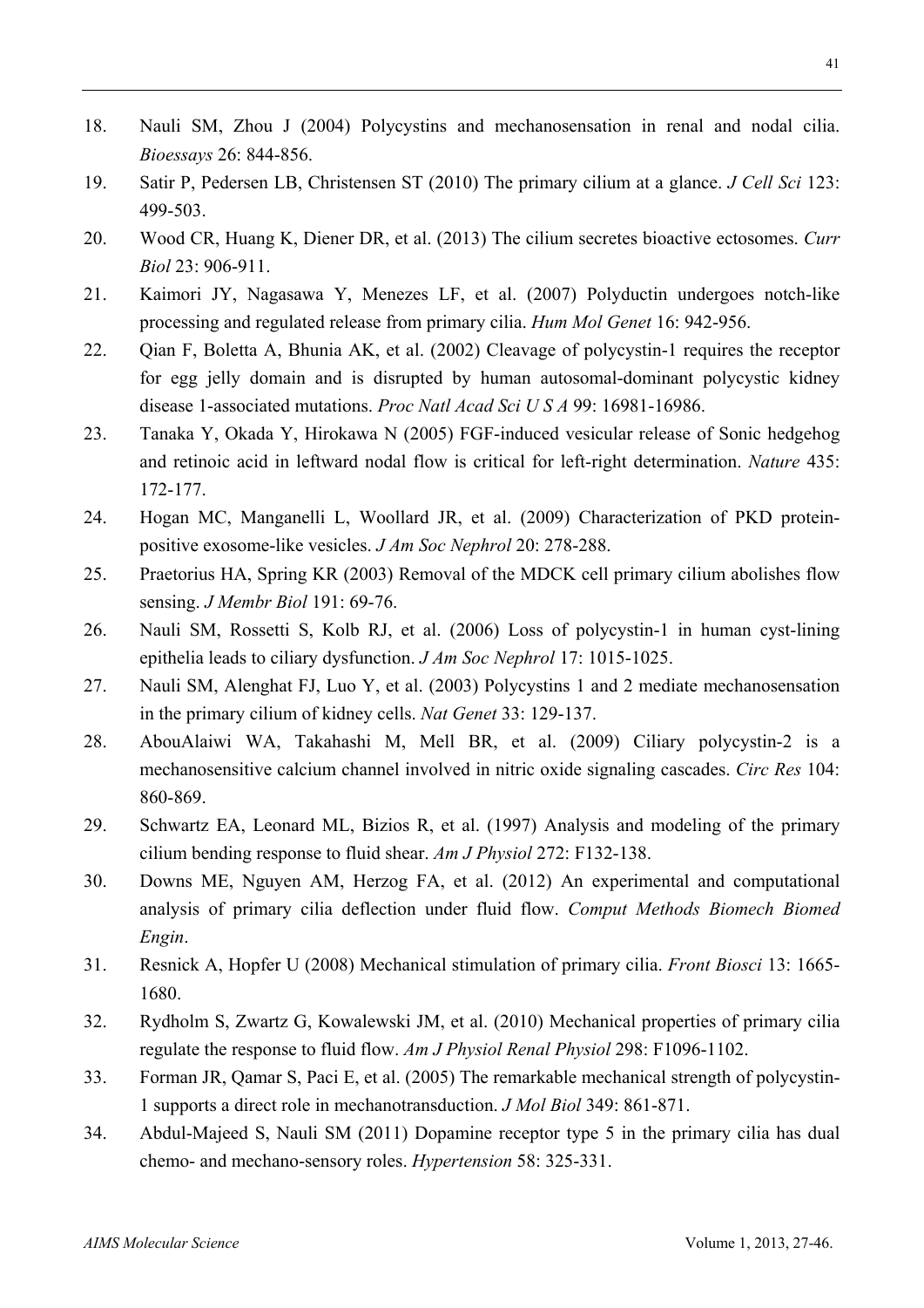18. Nauli SM, Zhou J (2004) Polycystins and mechanosensation in renal and nodal cilia. *Bioessays* 26: 844-856.
19. Satir P, Pedersen LB, Christensen ST (2010) The primary cilium at a glance. *J Cell Sci* 123: 499-503.
20. Wood CR, Huang K, Diener DR, et al. (2013) The cilium secretes bioactive ectosomes. *Curr Biol* 23: 906-911.
21. Kaimori JY, Nagasawa Y, Menezes LF, et al. (2007) Polyductin undergoes notch-like processing and regulated release from primary cilia. *Hum Mol Genet* 16: 942-956.
22. Qian F, Boletta A, Bhunia AK, et al. (2002) Cleavage of polycystin-1 requires the receptor for egg jelly domain and is disrupted by human autosomal-dominant polycystic kidney disease 1-associated mutations. *Proc Natl Acad Sci U S A* 99: 16981-16986.
23. Tanaka Y, Okada Y, Hirokawa N (2005) FGF-induced vesicular release of Sonic hedgehog and retinoic acid in leftward nodal flow is critical for left-right determination. *Nature* 435: 172-177.
24. Hogan MC, Manganelli L, Woollard JR, et al. (2009) Characterization of PKD protein-positive exosome-like vesicles. *J Am Soc Nephrol* 20: 278-288.
25. Praetorius HA, Spring KR (2003) Removal of the MDCK cell primary cilium abolishes flow sensing. *J Membr Biol* 191: 69-76.
26. Nauli SM, Rossetti S, Kolb RJ, et al. (2006) Loss of polycystin-1 in human cyst-lining epithelia leads to ciliary dysfunction. *J Am Soc Nephrol* 17: 1015-1025.
27. Nauli SM, Alenghat FJ, Luo Y, et al. (2003) Polycystins 1 and 2 mediate mechanosensation in the primary cilium of kidney cells. *Nat Genet* 33: 129-137.
28. AbouAlaiwi WA, Takahashi M, Mell BR, et al. (2009) Ciliary polycystin-2 is a mechanosensitive calcium channel involved in nitric oxide signaling cascades. *Circ Res* 104: 860-869.
29. Schwartz EA, Leonard ML, Bizios R, et al. (1997) Analysis and modeling of the primary cilium bending response to fluid shear. *Am J Physiol* 272: F132-138.
30. Downs ME, Nguyen AM, Herzog FA, et al. (2012) An experimental and computational analysis of primary cilia deflection under fluid flow. *Comput Methods Biomech Biomed Engin*.
31. Resnick A, Hopfer U (2008) Mechanical stimulation of primary cilia. *Front Biosci* 13: 1665-1680.
32. Rydholm S, Zwartz G, Kowalewski JM, et al. (2010) Mechanical properties of primary cilia regulate the response to fluid flow. *Am J Physiol Renal Physiol* 298: F1096-1102.
33. Forman JR, Qamar S, Paci E, et al. (2005) The remarkable mechanical strength of polycystin-1 supports a direct role in mechanotransduction. *J Mol Biol* 349: 861-871.
34. Abdul-Majeed S, Nauli SM (2011) Dopamine receptor type 5 in the primary cilia has dual chemo- and mechano-sensory roles. *Hypertension* 58: 325-331.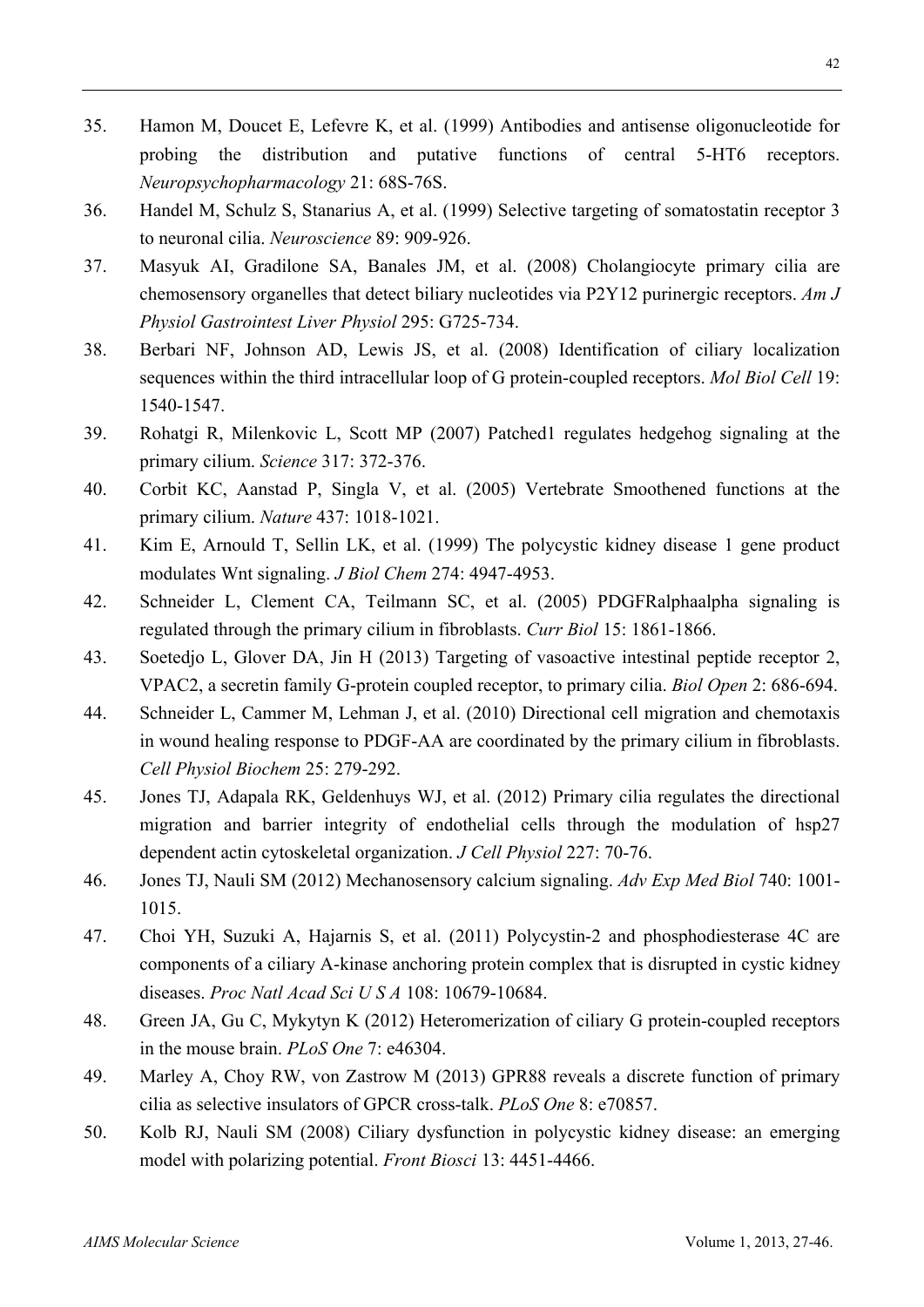35. Hamon M, Doucet E, Lefevre K, et al. (1999) Antibodies and antisense oligonucleotide for probing the distribution and putative functions of central 5-HT6 receptors. *Neuropsychopharmacology* 21: 68S-76S.
36. Handel M, Schulz S, Stanarius A, et al. (1999) Selective targeting of somatostatin receptor 3 to neuronal cilia. *Neuroscience* 89: 909-926.
37. Masyuk AI, Gradilone SA, Banales JM, et al. (2008) Cholangiocyte primary cilia are chemosensory organelles that detect biliary nucleotides via P2Y12 purinergic receptors. *Am J Physiol Gastrointest Liver Physiol* 295: G725-734.
38. Berbari NF, Johnson AD, Lewis JS, et al. (2008) Identification of ciliary localization sequences within the third intracellular loop of G protein-coupled receptors. *Mol Biol Cell* 19: 1540-1547.
39. Rohatgi R, Milenkovic L, Scott MP (2007) Patched1 regulates hedgehog signaling at the primary cilium. *Science* 317: 372-376.
40. Corbit KC, Aanstad P, Singla V, et al. (2005) Vertebrate Smoothened functions at the primary cilium. *Nature* 437: 1018-1021.
41. Kim E, Arnould T, Sellin LK, et al. (1999) The polycystic kidney disease 1 gene product modulates Wnt signaling. *J Biol Chem* 274: 4947-4953.
42. Schneider L, Clement CA, Teilmann SC, et al. (2005) PDGFRalphaalpha signaling is regulated through the primary cilium in fibroblasts. *Curr Biol* 15: 1861-1866.
43. Soetedjo L, Glover DA, Jin H (2013) Targeting of vasoactive intestinal peptide receptor 2, VPAC2, a secretin family G-protein coupled receptor, to primary cilia. *Biol Open* 2: 686-694.
44. Schneider L, Cammer M, Lehman J, et al. (2010) Directional cell migration and chemotaxis in wound healing response to PDGF-AA are coordinated by the primary cilium in fibroblasts. *Cell Physiol Biochem* 25: 279-292.
45. Jones TJ, Adapala RK, Geldenhuys WJ, et al. (2012) Primary cilia regulates the directional migration and barrier integrity of endothelial cells through the modulation of hsp27 dependent actin cytoskeletal organization. *J Cell Physiol* 227: 70-76.
46. Jones TJ, Nauli SM (2012) Mechanosensory calcium signaling. *Adv Exp Med Biol* 740: 1001-1015.
47. Choi YH, Suzuki A, Hajarnis S, et al. (2011) Polycystin-2 and phosphodiesterase 4C are components of a ciliary A-kinase anchoring protein complex that is disrupted in cystic kidney diseases. *Proc Natl Acad Sci U S A* 108: 10679-10684.
48. Green JA, Gu C, Mykytyn K (2012) Heteromerization of ciliary G protein-coupled receptors in the mouse brain. *PLoS One* 7: e46304.
49. Marley A, Choy RW, von Zastrow M (2013) GPR88 reveals a discrete function of primary cilia as selective insulators of GPCR cross-talk. *PLoS One* 8: e70857.
50. Kolb RJ, Nauli SM (2008) Ciliary dysfunction in polycystic kidney disease: an emerging model with polarizing potential. *Front Biosci* 13: 4451-4466.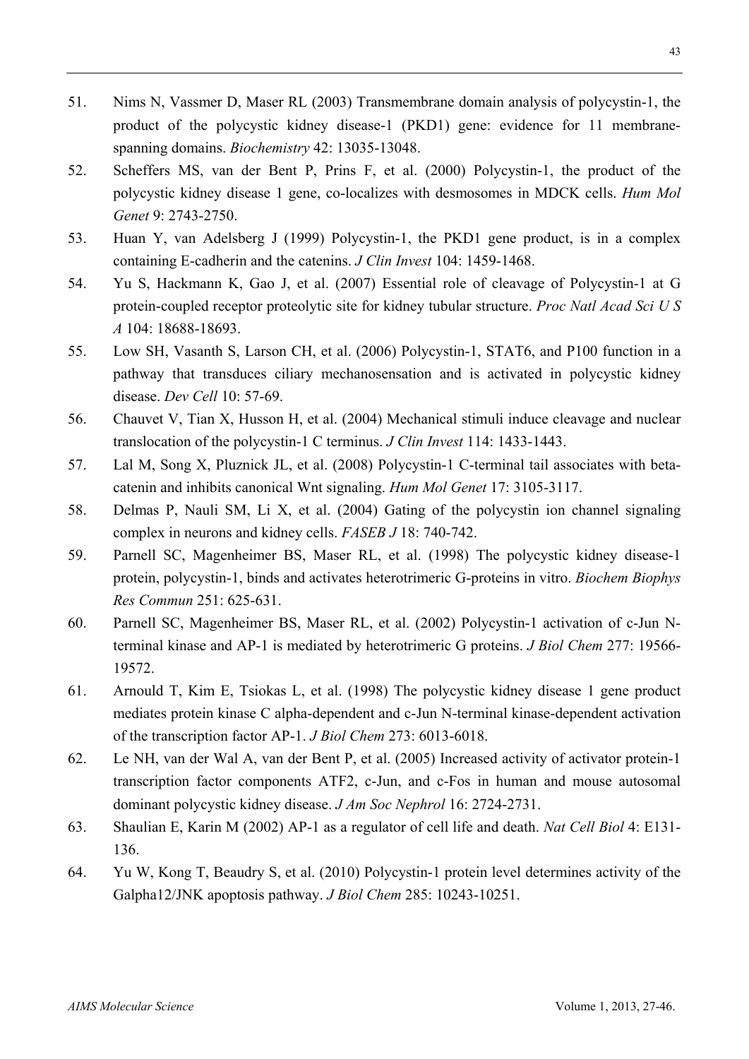51. Nims N, Vassmer D, Maser RL (2003) Transmembrane domain analysis of polycystin-1, the product of the polycystic kidney disease-1 (PKD1) gene: evidence for 11 membrane-spanning domains. *Biochemistry* 42: 13035-13048.
52. Scheffers MS, van der Bent P, Prins F, et al. (2000) Polycystin-1, the product of the polycystic kidney disease 1 gene, co-localizes with desmosomes in MDCK cells. *Hum Mol Genet* 9: 2743-2750.
53. Huan Y, van Adelsberg J (1999) Polycystin-1, the PKD1 gene product, is in a complex containing E-cadherin and the catenins. *J Clin Invest* 104: 1459-1468.
54. Yu S, Hackmann K, Gao J, et al. (2007) Essential role of cleavage of Polycystin-1 at G protein-coupled receptor proteolytic site for kidney tubular structure. *Proc Natl Acad Sci U S A* 104: 18688-18693.
55. Low SH, Vasanth S, Larson CH, et al. (2006) Polycystin-1, STAT6, and P100 function in a pathway that transduces ciliary mechanosensation and is activated in polycystic kidney disease. *Dev Cell* 10: 57-69.
56. Chauvet V, Tian X, Husson H, et al. (2004) Mechanical stimuli induce cleavage and nuclear translocation of the polycystin-1 C terminus. *J Clin Invest* 114: 1433-1443.
57. Lal M, Song X, Pluznick JL, et al. (2008) Polycystin-1 C-terminal tail associates with beta-catenin and inhibits canonical Wnt signaling. *Hum Mol Genet* 17: 3105-3117.
58. Delmas P, Nauli SM, Li X, et al. (2004) Gating of the polycystin ion channel signaling complex in neurons and kidney cells. *FASEB J* 18: 740-742.
59. Parnell SC, Magenheimer BS, Maser RL, et al. (1998) The polycystic kidney disease-1 protein, polycystin-1, binds and activates heterotrimeric G-proteins in vitro. *Biochem Biophys Res Commun* 251: 625-631.
60. Parnell SC, Magenheimer BS, Maser RL, et al. (2002) Polycystin-1 activation of c-Jun N-terminal kinase and AP-1 is mediated by heterotrimeric G proteins. *J Biol Chem* 277: 19566-19572.
61. Arnould T, Kim E, Tsiokas L, et al. (1998) The polycystic kidney disease 1 gene product mediates protein kinase C alpha-dependent and c-Jun N-terminal kinase-dependent activation of the transcription factor AP-1. *J Biol Chem* 273: 6013-6018.
62. Le NH, van der Wal A, van der Bent P, et al. (2005) Increased activity of activator protein-1 transcription factor components ATF2, c-Jun, and c-Fos in human and mouse autosomal dominant polycystic kidney disease. *J Am Soc Nephrol* 16: 2724-2731.
63. Shaulian E, Karin M (2002) AP-1 as a regulator of cell life and death. *Nat Cell Biol* 4: E131-136.
64. Yu W, Kong T, Beaudry S, et al. (2010) Polycystin-1 protein level determines activity of the Galpha12/JNK apoptosis pathway. *J Biol Chem* 285: 10243-10251.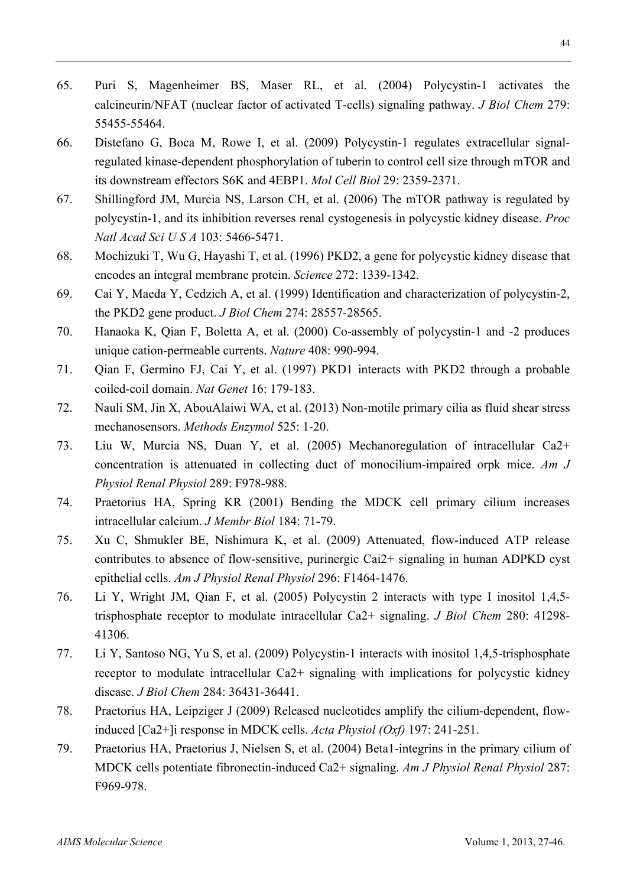65. Puri S, Magenheimer BS, Maser RL, et al. (2004) Polycystin-1 activates the calcineurin/NFAT (nuclear factor of activated T-cells) signaling pathway. *J Biol Chem* 279: 55455-55464.
66. Distefano G, Boca M, Rowe I, et al. (2009) Polycystin-1 regulates extracellular signal-regulated kinase-dependent phosphorylation of tuberin to control cell size through mTOR and its downstream effectors S6K and 4EBP1. *Mol Cell Biol* 29: 2359-2371.
67. Shillingford JM, Murcia NS, Larson CH, et al. (2006) The mTOR pathway is regulated by polycystin-1, and its inhibition reverses renal cystogenesis in polycystic kidney disease. *Proc Natl Acad Sci U S A* 103: 5466-5471.
68. Mochizuki T, Wu G, Hayashi T, et al. (1996) PKD2, a gene for polycystic kidney disease that encodes an integral membrane protein. *Science* 272: 1339-1342.
69. Cai Y, Maeda Y, Cedzich A, et al. (1999) Identification and characterization of polycystin-2, the PKD2 gene product. *J Biol Chem* 274: 28557-28565.
70. Hanaoka K, Qian F, Boletta A, et al. (2000) Co-assembly of polycystin-1 and -2 produces unique cation-permeable currents. *Nature* 408: 990-994.
71. Qian F, Germino FJ, Cai Y, et al. (1997) PKD1 interacts with PKD2 through a probable coiled-coil domain. *Nat Genet* 16: 179-183.
72. Nauli SM, Jin X, AbouAlaiwi WA, et al. (2013) Non-motile primary cilia as fluid shear stress mechanosensors. *Methods Enzymol* 525: 1-20.
73. Liu W, Murcia NS, Duan Y, et al. (2005) Mechanoregulation of intracellular Ca2+ concentration is attenuated in collecting duct of monocilium-impaired orpk mice. *Am J Physiol Renal Physiol* 289: F978-988.
74. Praetorius HA, Spring KR (2001) Bending the MDCK cell primary cilium increases intracellular calcium. *J Membr Biol* 184: 71-79.
75. Xu C, Shmukler BE, Nishimura K, et al. (2009) Attenuated, flow-induced ATP release contributes to absence of flow-sensitive, purinergic Cai2+ signaling in human ADPKD cyst epithelial cells. *Am J Physiol Renal Physiol* 296: F1464-1476.
76. Li Y, Wright JM, Qian F, et al. (2005) Polycystin 2 interacts with type I inositol 1,4,5-trisphosphate receptor to modulate intracellular Ca2+ signaling. *J Biol Chem* 280: 41298-41306.
77. Li Y, Santoso NG, Yu S, et al. (2009) Polycystin-1 interacts with inositol 1,4,5-trisphosphate receptor to modulate intracellular Ca2+ signaling with implications for polycystic kidney disease. *J Biol Chem* 284: 36431-36441.
78. Praetorius HA, Leipziger J (2009) Released nucleotides amplify the cilium-dependent, flow-induced [Ca2+]i response in MDCK cells. *Acta Physiol (Oxf)* 197: 241-251.
79. Praetorius HA, Praetorius J, Nielsen S, et al. (2004) Beta1-integrins in the primary cilium of MDCK cells potentiate fibronectin-induced Ca2+ signaling. *Am J Physiol Renal Physiol* 287: F969-978.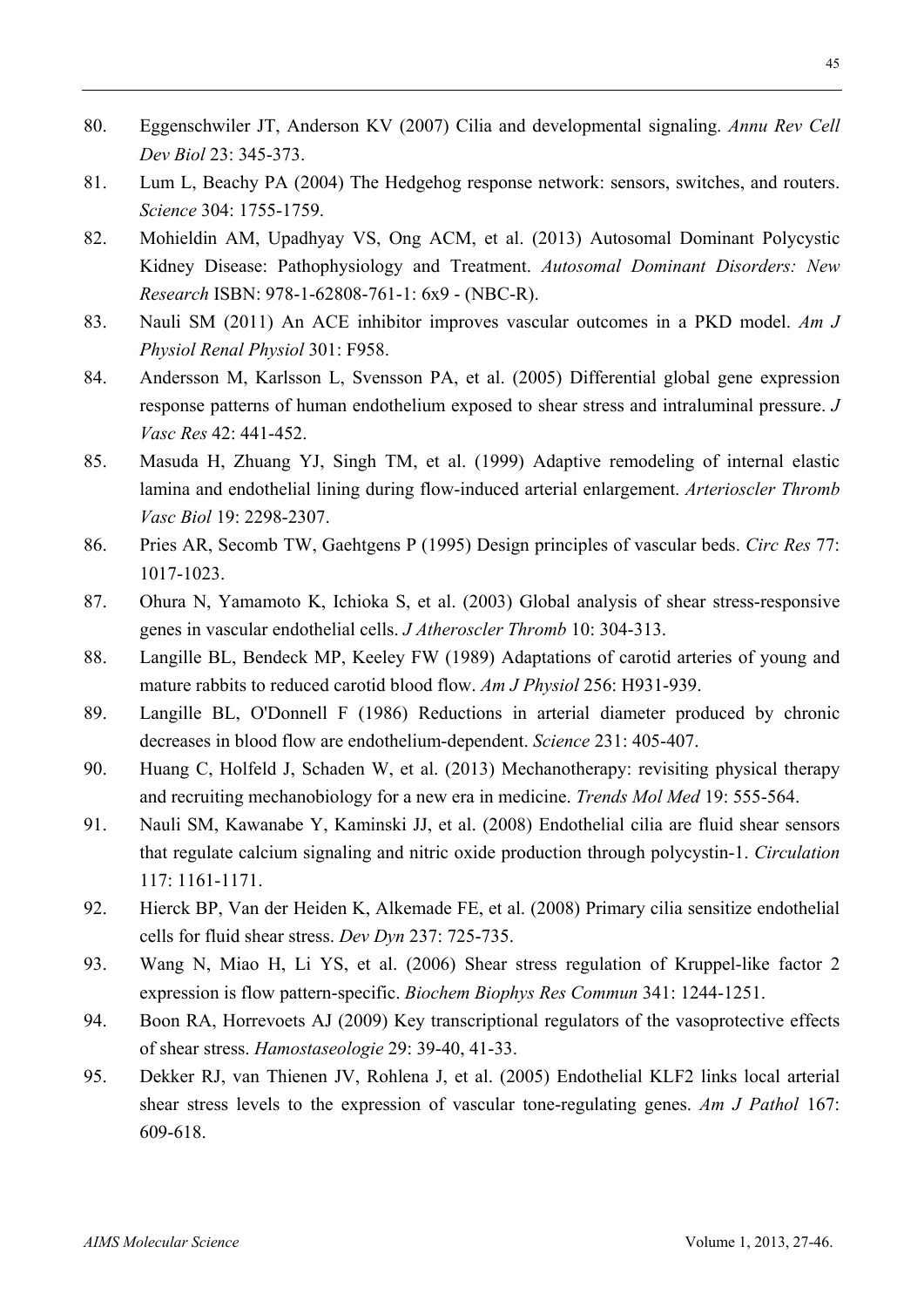80. Eggenschwiler JT, Anderson KV (2007) Cilia and developmental signaling. *Annu Rev Cell Dev Biol* 23: 345-373.
81. Lum L, Beachy PA (2004) The Hedgehog response network: sensors, switches, and routers. *Science* 304: 1755-1759.
82. Mohieldin AM, Upadhyay VS, Ong ACM, et al. (2013) Autosomal Dominant Polycystic Kidney Disease: Pathophysiology and Treatment. *Autosomal Dominant Disorders: New Research* ISBN: 978-1-62808-761-1: 6x9 - (NBC-R).
83. Nauli SM (2011) An ACE inhibitor improves vascular outcomes in a PKD model. *Am J Physiol Renal Physiol* 301: F958.
84. Andersson M, Karlsson L, Svensson PA, et al. (2005) Differential global gene expression response patterns of human endothelium exposed to shear stress and intraluminal pressure. *J Vasc Res* 42: 441-452.
85. Masuda H, Zhuang YJ, Singh TM, et al. (1999) Adaptive remodeling of internal elastic lamina and endothelial lining during flow-induced arterial enlargement. *Arterioscler Thromb Vasc Biol* 19: 2298-2307.
86. Pries AR, Secomb TW, Gaehtgens P (1995) Design principles of vascular beds. *Circ Res* 77: 1017-1023.
87. Ohura N, Yamamoto K, Ichioka S, et al. (2003) Global analysis of shear stress-responsive genes in vascular endothelial cells. *J Atheroscler Thromb* 10: 304-313.
88. Langille BL, Bendeck MP, Keeley FW (1989) Adaptations of carotid arteries of young and mature rabbits to reduced carotid blood flow. *Am J Physiol* 256: H931-939.
89. Langille BL, O'Donnell F (1986) Reductions in arterial diameter produced by chronic decreases in blood flow are endothelium-dependent. *Science* 231: 405-407.
90. Huang C, Holfeld J, Schaden W, et al. (2013) Mechanotherapy: revisiting physical therapy and recruiting mechanobiology for a new era in medicine. *Trends Mol Med* 19: 555-564.
91. Nauli SM, Kawanabe Y, Kaminski JJ, et al. (2008) Endothelial cilia are fluid shear sensors that regulate calcium signaling and nitric oxide production through polycystin-1. *Circulation* 117: 1161-1171.
92. Hierck BP, Van der Heiden K, Alkemade FE, et al. (2008) Primary cilia sensitize endothelial cells for fluid shear stress. *Dev Dyn* 237: 725-735.
93. Wang N, Miao H, Li YS, et al. (2006) Shear stress regulation of Kruppel-like factor 2 expression is flow pattern-specific. *Biochem Biophys Res Commun* 341: 1244-1251.
94. Boon RA, Horrevoets AJ (2009) Key transcriptional regulators of the vasoprotective effects of shear stress. *Hamostaseologie* 29: 39-40, 41-33.
95. Dekker RJ, van Thienen JV, Rohlena J, et al. (2005) Endothelial KLF2 links local arterial shear stress levels to the expression of vascular tone-regulating genes. *Am J Pathol* 167: 609-618.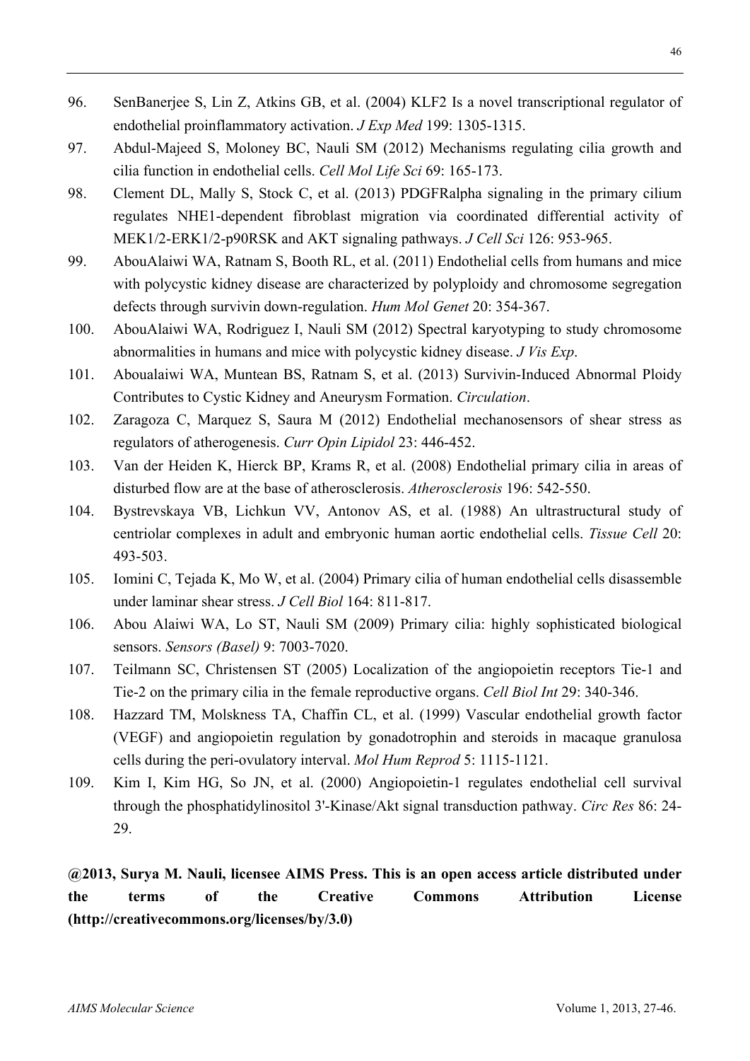96. SenBanerjee S, Lin Z, Atkins GB, et al. (2004) KLF2 Is a novel transcriptional regulator of endothelial proinflammatory activation. *J Exp Med* 199: 1305-1315.
97. Abdul-Majeed S, Moloney BC, Nauli SM (2012) Mechanisms regulating cilia growth and cilia function in endothelial cells. *Cell Mol Life Sci* 69: 165-173.
98. Clement DL, Mally S, Stock C, et al. (2013) PDGFRalpha signaling in the primary cilium regulates NHE1-dependent fibroblast migration via coordinated differential activity of MEK1/2-ERK1/2-p90RSK and AKT signaling pathways. *J Cell Sci* 126: 953-965.
99. AbouAlaiwi WA, Ratnam S, Booth RL, et al. (2011) Endothelial cells from humans and mice with polycystic kidney disease are characterized by polyploidy and chromosome segregation defects through survivin down-regulation. *Hum Mol Genet* 20: 354-367.
100. AbouAlaiwi WA, Rodriguez I, Nauli SM (2012) Spectral karyotyping to study chromosome abnormalities in humans and mice with polycystic kidney disease. *J Vis Exp*.
101. Aboualaiwi WA, Muntean BS, Ratnam S, et al. (2013) Survivin-Induced Abnormal Ploidy Contributes to Cystic Kidney and Aneurysm Formation. *Circulation*.
102. Zaragoza C, Marquez S, Saura M (2012) Endothelial mechanosensors of shear stress as regulators of atherogenesis. *Curr Opin Lipidol* 23: 446-452.
103. Van der Heiden K, Hierck BP, Krams R, et al. (2008) Endothelial primary cilia in areas of disturbed flow are at the base of atherosclerosis. *Atherosclerosis* 196: 542-550.
104. Bystrevskaya VB, Lichkun VV, Antonov AS, et al. (1988) An ultrastructural study of centriolar complexes in adult and embryonic human aortic endothelial cells. *Tissue Cell* 20: 493-503.
105. Iomini C, Tejada K, Mo W, et al. (2004) Primary cilia of human endothelial cells disassemble under laminar shear stress. *J Cell Biol* 164: 811-817.
106. Abou Alaiwi WA, Lo ST, Nauli SM (2009) Primary cilia: highly sophisticated biological sensors. *Sensors (Basel)* 9: 7003-7020.
107. Teilmann SC, Christensen ST (2005) Localization of the angiopoietin receptors Tie-1 and Tie-2 on the primary cilia in the female reproductive organs. *Cell Biol Int* 29: 340-346.
108. Hazzard TM, Molskness TA, Chaffin CL, et al. (1999) Vascular endothelial growth factor (VEGF) and angiopoietin regulation by gonadotrophin and steroids in macaque granulosa cells during the peri-ovulatory interval. *Mol Hum Reprod* 5: 1115-1121.
109. Kim I, Kim HG, So JN, et al. (2000) Angiopoietin-1 regulates endothelial cell survival through the phosphatidylinositol 3'-Kinase/Akt signal transduction pathway. *Circ Res* 86: 24-29.

**@2013, Surya M. Nauli, licensee AIMS Press. This is an open access article distributed under the terms of the Creative Commons Attribution License (http://creativecommons.org/licenses/by/3.0)**